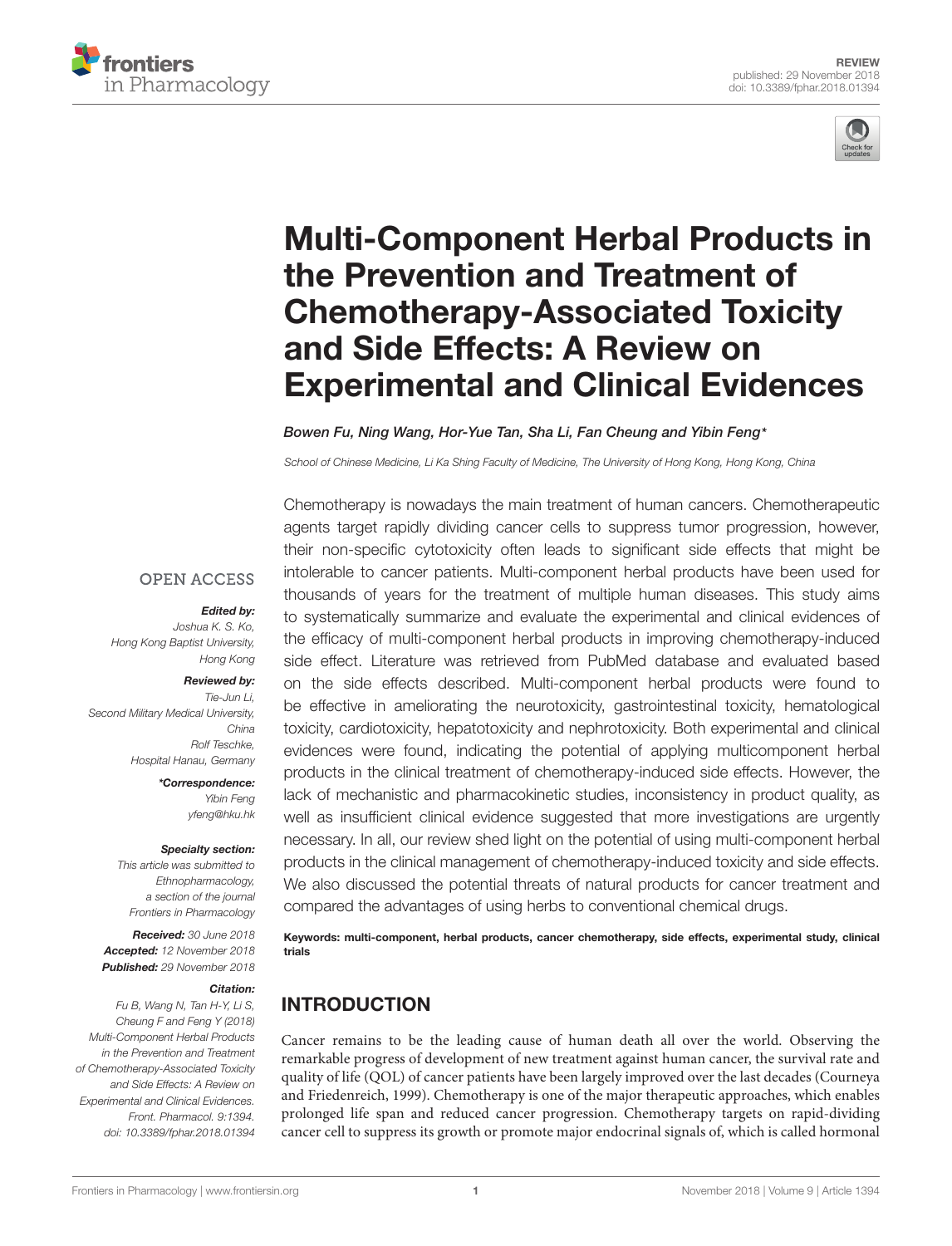REVIEW
published: 29 November 2018
doi: 10.3389/fphar.2018.01394

# Multi-Component Herbal Products in the Prevention and Treatment of Chemotherapy-Associated Toxicity and Side Effects: A Review on Experimental and Clinical Evidences

*Bowen Fu, Ning Wang, Hor-Yue Tan, Sha Li, Fan Cheung and Yibin Feng\**

*School of Chinese Medicine, Li Ka Shing Faculty of Medicine, The University of Hong Kong, Hong Kong, China*

OPEN ACCESS

***Edited by:***
*Joshua K. S. Ko,*
*Hong Kong Baptist University, Hong Kong*

***Reviewed by:***
*Tie-Jun Li,*
*Second Military Medical University, China*
*Rolf Teschke,*
*Hospital Hanau, Germany*

***\*Correspondence:***
*Yibin Feng*
*yfeng@hku.hk*

***Specialty section:***
*This article was submitted to Ethnopharmacology, a section of the journal Frontiers in Pharmacology*

***Received:*** *30 June 2018*
***Accepted:*** *12 November 2018*
***Published:*** *29 November 2018*

***Citation:***
*Fu B, Wang N, Tan H-Y, Li S, Cheung F and Feng Y (2018) Multi-Component Herbal Products in the Prevention and Treatment of Chemotherapy-Associated Toxicity and Side Effects: A Review on Experimental and Clinical Evidences. Front. Pharmacol. 9:1394. doi: 10.3389/fphar.2018.01394*

Chemotherapy is nowadays the main treatment of human cancers. Chemotherapeutic agents target rapidly dividing cancer cells to suppress tumor progression, however, their non-specific cytotoxicity often leads to significant side effects that might be intolerable to cancer patients. Multi-component herbal products have been used for thousands of years for the treatment of multiple human diseases. This study aims to systematically summarize and evaluate the experimental and clinical evidences of the efficacy of multi-component herbal products in improving chemotherapy-induced side effect. Literature was retrieved from PubMed database and evaluated based on the side effects described. Multi-component herbal products were found to be effective in ameliorating the neurotoxicity, gastrointestinal toxicity, hematological toxicity, cardiotoxicity, hepatotoxicity and nephrotoxicity. Both experimental and clinical evidences were found, indicating the potential of applying multicomponent herbal products in the clinical treatment of chemotherapy-induced side effects. However, the lack of mechanistic and pharmacokinetic studies, inconsistency in product quality, as well as insufficient clinical evidence suggested that more investigations are urgently necessary. In all, our review shed light on the potential of using multi-component herbal products in the clinical management of chemotherapy-induced toxicity and side effects. We also discussed the potential threats of natural products for cancer treatment and compared the advantages of using herbs to conventional chemical drugs.

**Keywords: multi-component, herbal products, cancer chemotherapy, side effects, experimental study, clinical trials**

## INTRODUCTION

Cancer remains to be the leading cause of human death all over the world. Observing the remarkable progress of development of new treatment against human cancer, the survival rate and quality of life (QOL) of cancer patients have been largely improved over the last decades (Courneya and Friedenreich, 1999). Chemotherapy is one of the major therapeutic approaches, which enables prolonged life span and reduced cancer progression. Chemotherapy targets on rapid-dividing cancer cell to suppress its growth or promote major endocrinal signals of, which is called hormonal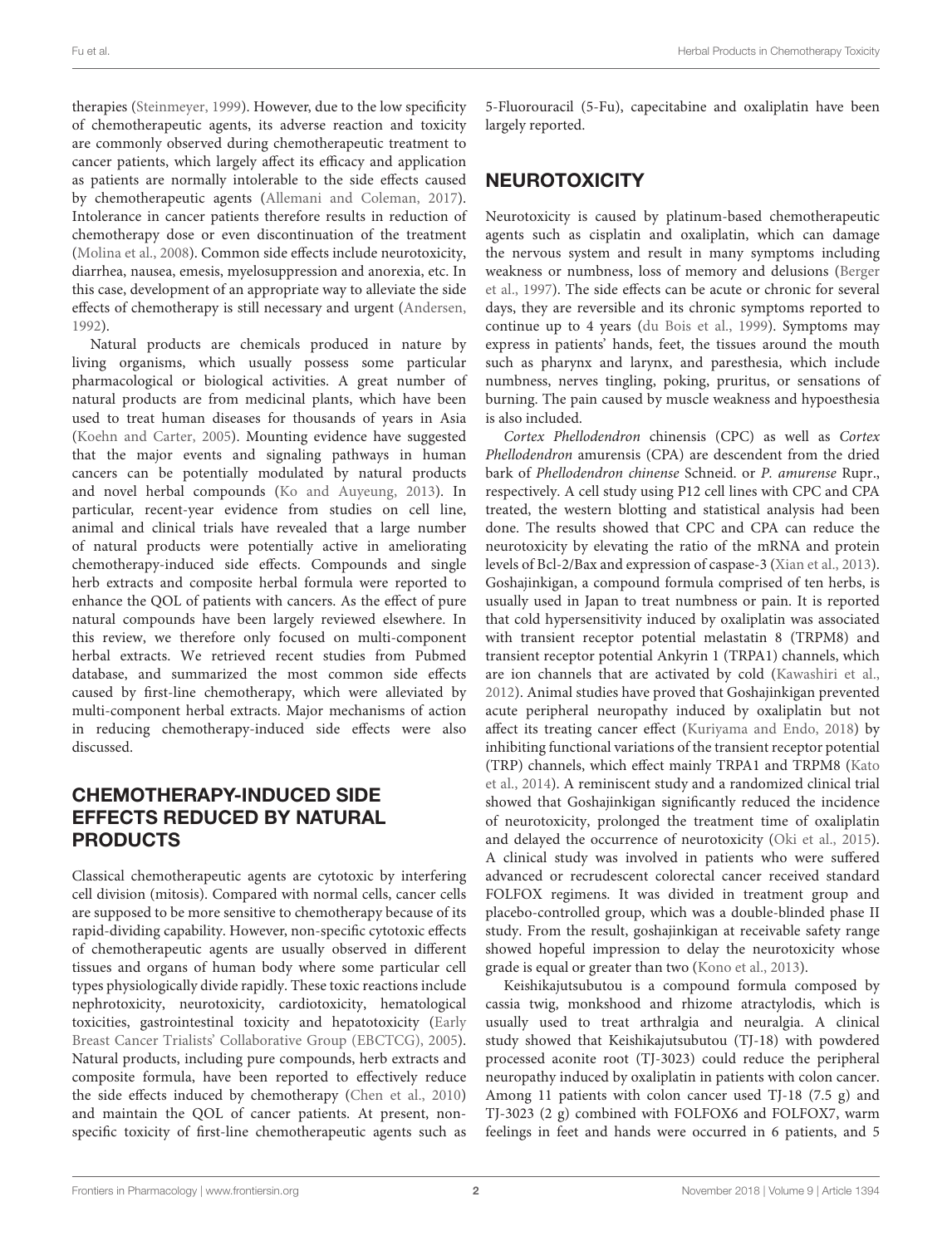therapies (Steinmeyer, 1999). However, due to the low specificity of chemotherapeutic agents, its adverse reaction and toxicity are commonly observed during chemotherapeutic treatment to cancer patients, which largely affect its efficacy and application as patients are normally intolerable to the side effects caused by chemotherapeutic agents (Allemani and Coleman, 2017). Intolerance in cancer patients therefore results in reduction of chemotherapy dose or even discontinuation of the treatment (Molina et al., 2008). Common side effects include neurotoxicity, diarrhea, nausea, emesis, myelosuppression and anorexia, etc. In this case, development of an appropriate way to alleviate the side effects of chemotherapy is still necessary and urgent (Andersen, 1992).

Natural products are chemicals produced in nature by living organisms, which usually possess some particular pharmacological or biological activities. A great number of natural products are from medicinal plants, which have been used to treat human diseases for thousands of years in Asia (Koehn and Carter, 2005). Mounting evidence have suggested that the major events and signaling pathways in human cancers can be potentially modulated by natural products and novel herbal compounds (Ko and Auyeung, 2013). In particular, recent-year evidence from studies on cell line, animal and clinical trials have revealed that a large number of natural products were potentially active in ameliorating chemotherapy-induced side effects. Compounds and single herb extracts and composite herbal formula were reported to enhance the QOL of patients with cancers. As the effect of pure natural compounds have been largely reviewed elsewhere. In this review, we therefore only focused on multi-component herbal extracts. We retrieved recent studies from Pubmed database, and summarized the most common side effects caused by first-line chemotherapy, which were alleviated by multi-component herbal extracts. Major mechanisms of action in reducing chemotherapy-induced side effects were also discussed.

## CHEMOTHERAPY-INDUCED SIDE EFFECTS REDUCED BY NATURAL PRODUCTS

Classical chemotherapeutic agents are cytotoxic by interfering cell division (mitosis). Compared with normal cells, cancer cells are supposed to be more sensitive to chemotherapy because of its rapid-dividing capability. However, non-specific cytotoxic effects of chemotherapeutic agents are usually observed in different tissues and organs of human body where some particular cell types physiologically divide rapidly. These toxic reactions include nephrotoxicity, neurotoxicity, cardiotoxicity, hematological toxicities, gastrointestinal toxicity and hepatotoxicity (Early Breast Cancer Trialists' Collaborative Group (EBCTCG), 2005). Natural products, including pure compounds, herb extracts and composite formula, have been reported to effectively reduce the side effects induced by chemotherapy (Chen et al., 2010) and maintain the QOL of cancer patients. At present, non-specific toxicity of first-line chemotherapeutic agents such as 5-Fluorouracil (5-Fu), capecitabine and oxaliplatin have been largely reported.

## NEUROTOXICITY

Neurotoxicity is caused by platinum-based chemotherapeutic agents such as cisplatin and oxaliplatin, which can damage the nervous system and result in many symptoms including weakness or numbness, loss of memory and delusions (Berger et al., 1997). The side effects can be acute or chronic for several days, they are reversible and its chronic symptoms reported to continue up to 4 years (du Bois et al., 1999). Symptoms may express in patients' hands, feet, the tissues around the mouth such as pharynx and larynx, and paresthesia, which include numbness, nerves tingling, poking, pruritus, or sensations of burning. The pain caused by muscle weakness and hypoesthesia is also included.

*Cortex Phellodendron* chinensis (CPC) as well as *Cortex Phellodendron* amurensis (CPA) are descendent from the dried bark of *Phellodendron chinense* Schneid. or *P. amurense* Rupr., respectively. A cell study using P12 cell lines with CPC and CPA treated, the western blotting and statistical analysis had been done. The results showed that CPC and CPA can reduce the neurotoxicity by elevating the ratio of the mRNA and protein levels of Bcl-2/Bax and expression of caspase-3 (Xian et al., 2013). Goshajinkigan, a compound formula comprised of ten herbs, is usually used in Japan to treat numbness or pain. It is reported that cold hypersensitivity induced by oxaliplatin was associated with transient receptor potential melastatin 8 (TRPM8) and transient receptor potential Ankyrin 1 (TRPA1) channels, which are ion channels that are activated by cold (Kawashiri et al., 2012). Animal studies have proved that Goshajinkigan prevented acute peripheral neuropathy induced by oxaliplatin but not affect its treating cancer effect (Kuriyama and Endo, 2018) by inhibiting functional variations of the transient receptor potential (TRP) channels, which effect mainly TRPA1 and TRPM8 (Kato et al., 2014). A reminiscent study and a randomized clinical trial showed that Goshajinkigan significantly reduced the incidence of neurotoxicity, prolonged the treatment time of oxaliplatin and delayed the occurrence of neurotoxicity (Oki et al., 2015). A clinical study was involved in patients who were suffered advanced or recrudescent colorectal cancer received standard FOLFOX regimens. It was divided in treatment group and placebo-controlled group, which was a double-blinded phase II study. From the result, goshajinkigan at receivable safety range showed hopeful impression to delay the neurotoxicity whose grade is equal or greater than two (Kono et al., 2013).

Keishikajutsubutou is a compound formula composed by cassia twig, monkshood and rhizome atractylodis, which is usually used to treat arthralgia and neuralgia. A clinical study showed that Keishikajutsubutou (TJ-18) with powdered processed aconite root (TJ-3023) could reduce the peripheral neuropathy induced by oxaliplatin in patients with colon cancer. Among 11 patients with colon cancer used TJ-18 (7.5 g) and TJ-3023 (2 g) combined with FOLFOX6 and FOLFOX7, warm feelings in feet and hands were occurred in 6 patients, and 5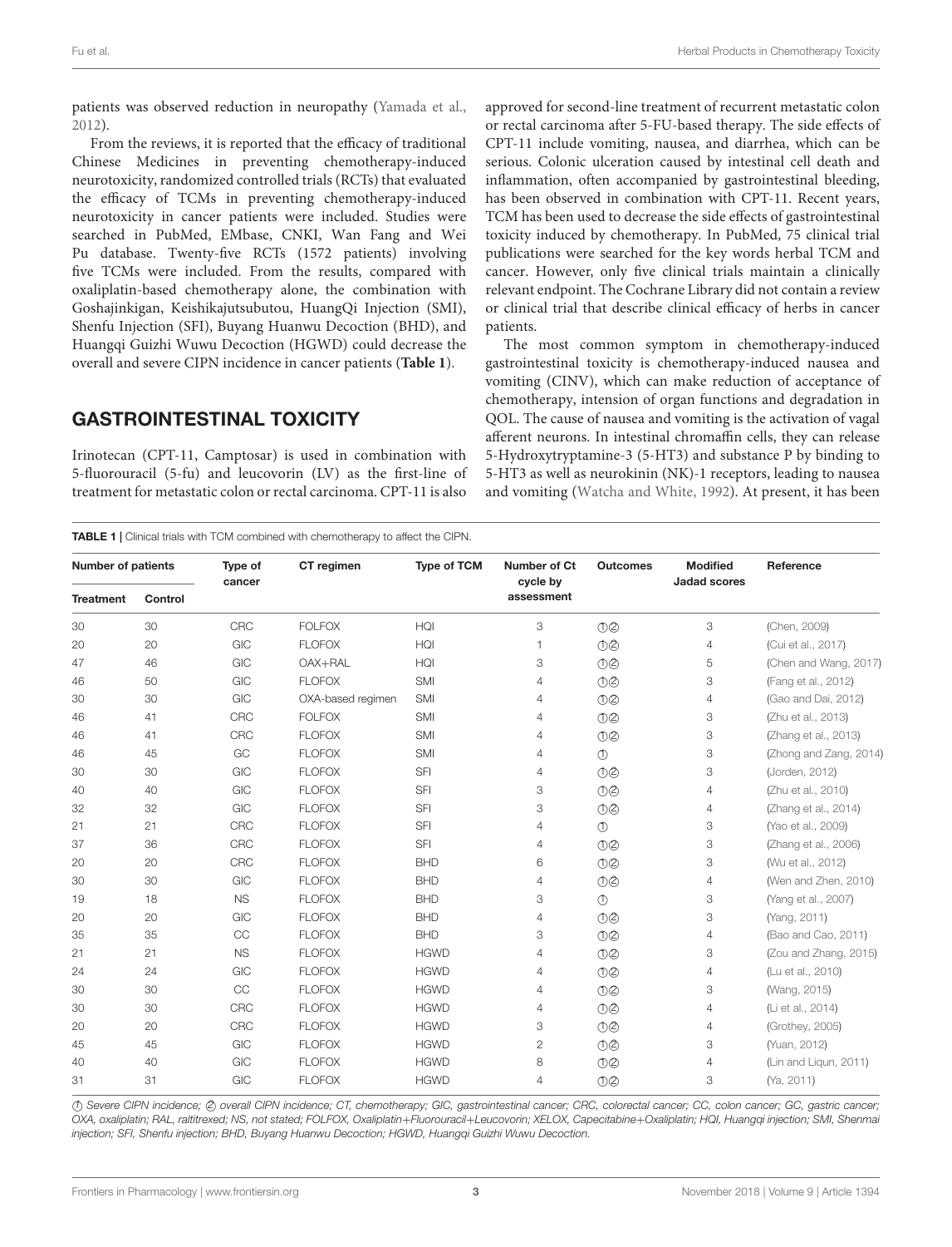patients was observed reduction in neuropathy (Yamada et al., 2012).

From the reviews, it is reported that the efficacy of traditional Chinese Medicines in preventing chemotherapy-induced neurotoxicity, randomized controlled trials (RCTs) that evaluated the efficacy of TCMs in preventing chemotherapy-induced neurotoxicity in cancer patients were included. Studies were searched in PubMed, EMbase, CNKI, Wan Fang and Wei Pu database. Twenty-five RCTs (1572 patients) involving five TCMs were included. From the results, compared with oxaliplatin-based chemotherapy alone, the combination with Goshajinkigan, Keishikajutsubutou, HuangQi Injection (SMI), Shenfu Injection (SFI), Buyang Huanwu Decoction (BHD), and Huangqi Guizhi Wuwu Decoction (HGWD) could decrease the overall and severe CIPN incidence in cancer patients (**Table 1**).

## GASTROINTESTINAL TOXICITY

Irinotecan (CPT-11, Camptosar) is used in combination with 5-fluorouracil (5-fu) and leucovorin (LV) as the first-line of treatment for metastatic colon or rectal carcinoma. CPT-11 is also approved for second-line treatment of recurrent metastatic colon or rectal carcinoma after 5-FU-based therapy. The side effects of CPT-11 include vomiting, nausea, and diarrhea, which can be serious. Colonic ulceration caused by intestinal cell death and inflammation, often accompanied by gastrointestinal bleeding, has been observed in combination with CPT-11. Recent years, TCM has been used to decrease the side effects of gastrointestinal toxicity induced by chemotherapy. In PubMed, 75 clinical trial publications were searched for the key words herbal TCM and cancer. However, only five clinical trials maintain a clinically relevant endpoint. The Cochrane Library did not contain a review or clinical trial that describe clinical efficacy of herbs in cancer patients.

The most common symptom in chemotherapy-induced gastrointestinal toxicity is chemotherapy-induced nausea and vomiting (CINV), which can make reduction of acceptance of chemotherapy, intension of organ functions and degradation in QOL. The cause of nausea and vomiting is the activation of vagal afferent neurons. In intestinal chromaffin cells, they can release 5-Hydroxytryptamine-3 (5-HT3) and substance P by binding to 5-HT3 as well as neurokinin (NK)-1 receptors, leading to nausea and vomiting (Watcha and White, 1992). At present, it has been

**TABLE 1** | Clinical trials with TCM combined with chemotherapy to affect the CIPN.

| Number of patients | | Type of cancer | CT regimen | Type of TCM | Number of Ct cycle by assessment | Outcomes | Modified Jadad scores | Reference |
|---|---|---|---|---|---|---|---|---|
| Treatment | Control | | | | | | | |
| 30 | 30 | CRC | FOLFOX | HQI | 3 | ①② | 3 | (Chen, 2009) |
| 20 | 20 | GIC | FLOFOX | HQI | 1 | ①② | 4 | (Cui et al., 2017) |
| 47 | 46 | GIC | OAX+RAL | HQI | 3 | ①② | 5 | (Chen and Wang, 2017) |
| 46 | 50 | GIC | FLOFOX | SMI | 4 | ①② | 3 | (Fang et al., 2012) |
| 30 | 30 | GIC | OXA-based regimen | SMI | 4 | ①② | 4 | (Gao and Dai, 2012) |
| 46 | 41 | CRC | FOLFOX | SMI | 4 | ①② | 3 | (Zhu et al., 2013) |
| 46 | 41 | CRC | FLOFOX | SMI | 4 | ①② | 3 | (Zhang et al., 2013) |
| 46 | 45 | GC | FLOFOX | SMI | 4 | ① | 3 | (Zhong and Zang, 2014) |
| 30 | 30 | GIC | FLOFOX | SFI | 4 | ①② | 3 | (Jorden, 2012) |
| 40 | 40 | GIC | FLOFOX | SFI | 3 | ①② | 4 | (Zhu et al., 2010) |
| 32 | 32 | GIC | FLOFOX | SFI | 3 | ①② | 4 | (Zhang et al., 2014) |
| 21 | 21 | CRC | FLOFOX | SFI | 4 | ① | 3 | (Yao et al., 2009) |
| 37 | 36 | CRC | FLOFOX | SFI | 4 | ①② | 3 | (Zhang et al., 2006) |
| 20 | 20 | CRC | FLOFOX | BHD | 6 | ①② | 3 | (Wu et al., 2012) |
| 30 | 30 | GIC | FLOFOX | BHD | 4 | ①② | 4 | (Wen and Zhen, 2010) |
| 19 | 18 | NS | FLOFOX | BHD | 3 | ① | 3 | (Yang et al., 2007) |
| 20 | 20 | GIC | FLOFOX | BHD | 4 | ①② | 3 | (Yang, 2011) |
| 35 | 35 | CC | FLOFOX | BHD | 3 | ①② | 4 | (Bao and Cao, 2011) |
| 21 | 21 | NS | FLOFOX | HGWD | 4 | ①② | 3 | (Zou and Zhang, 2015) |
| 24 | 24 | GIC | FLOFOX | HGWD | 4 | ①② | 4 | (Lu et al., 2010) |
| 30 | 30 | CC | FLOFOX | HGWD | 4 | ①② | 3 | (Wang, 2015) |
| 30 | 30 | CRC | FLOFOX | HGWD | 4 | ①② | 4 | (Li et al., 2014) |
| 20 | 20 | CRC | FLOFOX | HGWD | 3 | ①② | 4 | (Grothey, 2005) |
| 45 | 45 | GIC | FLOFOX | HGWD | 2 | ①② | 3 | (Yuan, 2012) |
| 40 | 40 | GIC | FLOFOX | HGWD | 8 | ①② | 4 | (Lin and Liqun, 2011) |
| 31 | 31 | GIC | FLOFOX | HGWD | 4 | ①② | 3 | (Ya, 2011) |

*① Severe CIPN incidence; ② overall CIPN incidence; CT, chemotherapy; GIC, gastrointestinal cancer; CRC, colorectal cancer; CC, colon cancer; GC, gastric cancer; OXA, oxaliplatin; RAL, raltitrexed; NS, not stated; FOLFOX, Oxaliplatin+Fluorouracil+Leucovorin; XELOX, Capecitabine+Oxaliplatin; HQI, Huangqi injection; SMI, Shenmai injection; SFI, Shenfu injection; BHD, Buyang Huanwu Decoction; HGWD, Huangqi Guizhi Wuwu Decoction.*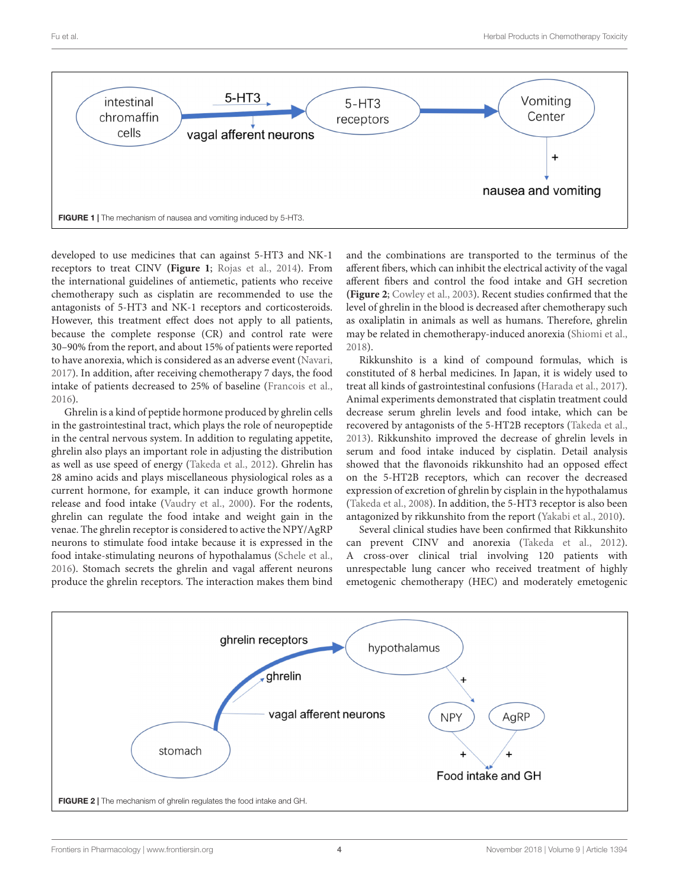FIGURE 1 | The mechanism of nausea and vomiting induced by 5-HT3.

developed to use medicines that can against 5-HT3 and NK-1 receptors to treat CINV (**Figure 1**; Rojas et al., 2014). From the international guidelines of antiemetic, patients who receive chemotherapy such as cisplatin are recommended to use the antagonists of 5-HT3 and NK-1 receptors and corticosteroids. However, this treatment effect does not apply to all patients, because the complete response (CR) and control rate were 30–90% from the report, and about 15% of patients were reported to have anorexia, which is considered as an adverse event (Navari, 2017). In addition, after receiving chemotherapy 7 days, the food intake of patients decreased to 25% of baseline (Francois et al., 2016).

Ghrelin is a kind of peptide hormone produced by ghrelin cells in the gastrointestinal tract, which plays the role of neuropeptide in the central nervous system. In addition to regulating appetite, ghrelin also plays an important role in adjusting the distribution as well as use speed of energy (Takeda et al., 2012). Ghrelin has 28 amino acids and plays miscellaneous physiological roles as a current hormone, for example, it can induce growth hormone release and food intake (Vaudry et al., 2000). For the rodents, ghrelin can regulate the food intake and weight gain in the venae. The ghrelin receptor is considered to active the NPY/AgRP neurons to stimulate food intake because it is expressed in the food intake-stimulating neurons of hypothalamus (Schele et al., 2016). Stomach secrets the ghrelin and vagal afferent neurons produce the ghrelin receptors. The interaction makes them bind and the combinations are transported to the terminus of the afferent fibers, which can inhibit the electrical activity of the vagal afferent fibers and control the food intake and GH secretion (**Figure 2**; Cowley et al., 2003). Recent studies confirmed that the level of ghrelin in the blood is decreased after chemotherapy such as oxaliplatin in animals as well as humans. Therefore, ghrelin may be related in chemotherapy-induced anorexia (Shiomi et al., 2018).

Rikkunshito is a kind of compound formulas, which is constituted of 8 herbal medicines. In Japan, it is widely used to treat all kinds of gastrointestinal confusions (Harada et al., 2017). Animal experiments demonstrated that cisplatin treatment could decrease serum ghrelin levels and food intake, which can be recovered by antagonists of the 5-HT2B receptors (Takeda et al., 2013). Rikkunshito improved the decrease of ghrelin levels in serum and food intake induced by cisplatin. Detail analysis showed that the flavonoids rikkunshito had an opposed effect on the 5-HT2B receptors, which can recover the decreased expression of excretion of ghrelin by cisplain in the hypothalamus (Takeda et al., 2008). In addition, the 5-HT3 receptor is also been antagonized by rikkunshito from the report (Yakabi et al., 2010).

Several clinical studies have been confirmed that Rikkunshito can prevent CINV and anorexia (Takeda et al., 2012). A cross-over clinical trial involving 120 patients with unrespectable lung cancer who received treatment of highly emetogenic chemotherapy (HEC) and moderately emetogenic

FIGURE 2 | The mechanism of ghrelin regulates the food intake and GH.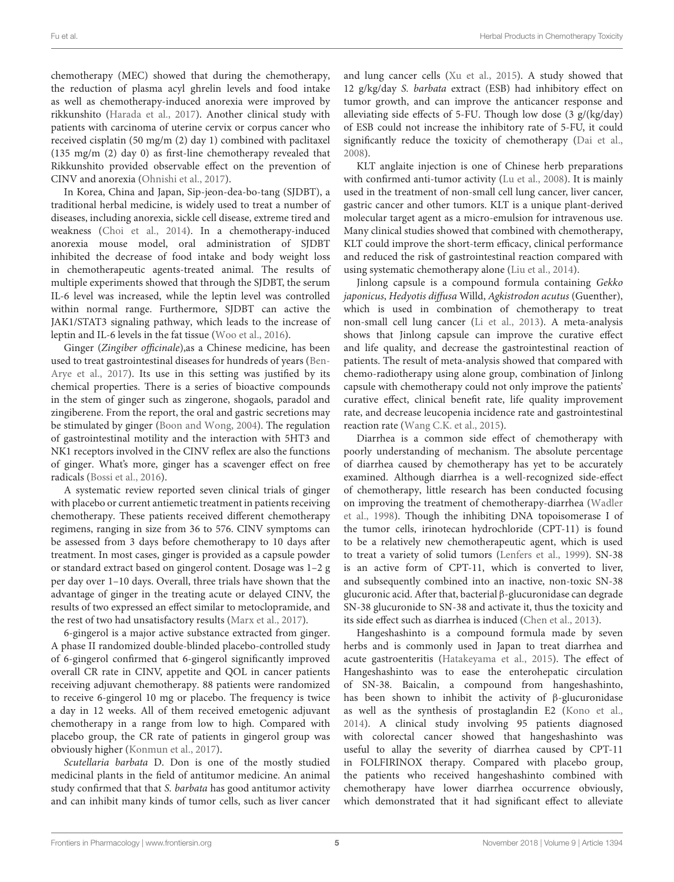chemotherapy (MEC) showed that during the chemotherapy, the reduction of plasma acyl ghrelin levels and food intake as well as chemotherapy-induced anorexia were improved by rikkunshito (Harada et al., 2017). Another clinical study with patients with carcinoma of uterine cervix or corpus cancer who received cisplatin (50 mg/m (2) day 1) combined with paclitaxel (135 mg/m (2) day 0) as first-line chemotherapy revealed that Rikkunshito provided observable effect on the prevention of CINV and anorexia (Ohnishi et al., 2017).

In Korea, China and Japan, Sip-jeon-dea-bo-tang (SJDBT), a traditional herbal medicine, is widely used to treat a number of diseases, including anorexia, sickle cell disease, extreme tired and weakness (Choi et al., 2014). In a chemotherapy-induced anorexia mouse model, oral administration of SJDBT inhibited the decrease of food intake and body weight loss in chemotherapeutic agents-treated animal. The results of multiple experiments showed that through the SJDBT, the serum IL-6 level was increased, while the leptin level was controlled within normal range. Furthermore, SJDBT can active the JAK1/STAT3 signaling pathway, which leads to the increase of leptin and IL-6 levels in the fat tissue (Woo et al., 2016).

Ginger (*Zingiber officinale*),as a Chinese medicine, has been used to treat gastrointestinal diseases for hundreds of years (Ben-Arye et al., 2017). Its use in this setting was justified by its chemical properties. There is a series of bioactive compounds in the stem of ginger such as zingerone, shogaols, paradol and zingiberene. From the report, the oral and gastric secretions may be stimulated by ginger (Boon and Wong, 2004). The regulation of gastrointestinal motility and the interaction with 5HT3 and NK1 receptors involved in the CINV reflex are also the functions of ginger. What's more, ginger has a scavenger effect on free radicals (Bossi et al., 2016).

A systematic review reported seven clinical trials of ginger with placebo or current antiemetic treatment in patients receiving chemotherapy. These patients received different chemotherapy regimens, ranging in size from 36 to 576. CINV symptoms can be assessed from 3 days before chemotherapy to 10 days after treatment. In most cases, ginger is provided as a capsule powder or standard extract based on gingerol content. Dosage was 1–2 g per day over 1–10 days. Overall, three trials have shown that the advantage of ginger in the treating acute or delayed CINV, the results of two expressed an effect similar to metoclopramide, and the rest of two had unsatisfactory results (Marx et al., 2017).

6-gingerol is a major active substance extracted from ginger. A phase II randomized double-blinded placebo-controlled study of 6-gingerol confirmed that 6-gingerol significantly improved overall CR rate in CINV, appetite and QOL in cancer patients receiving adjuvant chemotherapy. 88 patients were randomized to receive 6-gingerol 10 mg or placebo. The frequency is twice a day in 12 weeks. All of them received emetogenic adjuvant chemotherapy in a range from low to high. Compared with placebo group, the CR rate of patients in gingerol group was obviously higher (Konmun et al., 2017).

*Scutellaria barbata* D. Don is one of the mostly studied medicinal plants in the field of antitumor medicine. An animal study confirmed that that *S. barbata* has good antitumor activity and can inhibit many kinds of tumor cells, such as liver cancer and lung cancer cells (Xu et al., 2015). A study showed that 12 g/kg/day *S. barbata* extract (ESB) had inhibitory effect on tumor growth, and can improve the anticancer response and alleviating side effects of 5-FU. Though low dose (3 g/(kg/day) of ESB could not increase the inhibitory rate of 5-FU, it could significantly reduce the toxicity of chemotherapy (Dai et al., 2008).

KLT anglaite injection is one of Chinese herb preparations with confirmed anti-tumor activity (Lu et al., 2008). It is mainly used in the treatment of non-small cell lung cancer, liver cancer, gastric cancer and other tumors. KLT is a unique plant-derived molecular target agent as a micro-emulsion for intravenous use. Many clinical studies showed that combined with chemotherapy, KLT could improve the short-term efficacy, clinical performance and reduced the risk of gastrointestinal reaction compared with using systematic chemotherapy alone (Liu et al., 2014).

Jinlong capsule is a compound formula containing *Gekko japonicus*, *Hedyotis diffusa* Willd, *Agkistrodon acutus* (Guenther), which is used in combination of chemotherapy to treat non-small cell lung cancer (Li et al., 2013). A meta-analysis shows that Jinlong capsule can improve the curative effect and life quality, and decrease the gastrointestinal reaction of patients. The result of meta-analysis showed that compared with chemo-radiotherapy using alone group, combination of Jinlong capsule with chemotherapy could not only improve the patients' curative effect, clinical benefit rate, life quality improvement rate, and decrease leucopenia incidence rate and gastrointestinal reaction rate (Wang C.K. et al., 2015).

Diarrhea is a common side effect of chemotherapy with poorly understanding of mechanism. The absolute percentage of diarrhea caused by chemotherapy has yet to be accurately examined. Although diarrhea is a well-recognized side-effect of chemotherapy, little research has been conducted focusing on improving the treatment of chemotherapy-diarrhea (Wadler et al., 1998). Though the inhibiting DNA topoisomerase I of the tumor cells, irinotecan hydrochloride (CPT-11) is found to be a relatively new chemotherapeutic agent, which is used to treat a variety of solid tumors (Lenfers et al., 1999). SN-38 is an active form of CPT-11, which is converted to liver, and subsequently combined into an inactive, non-toxic SN-38 glucuronic acid. After that, bacterial β-glucuronidase can degrade SN-38 glucuronide to SN-38 and activate it, thus the toxicity and its side effect such as diarrhea is induced (Chen et al., 2013).

Hangeshashinto is a compound formula made by seven herbs and is commonly used in Japan to treat diarrhea and acute gastroenteritis (Hatakeyama et al., 2015). The effect of Hangeshashinto was to ease the enterohepatic circulation of SN-38. Baicalin, a compound from hangeshashinto, has been shown to inhibit the activity of β-glucuronidase as well as the synthesis of prostaglandin E2 (Kono et al., 2014). A clinical study involving 95 patients diagnosed with colorectal cancer showed that hangeshashinto was useful to allay the severity of diarrhea caused by CPT-11 in FOLFIRINOX therapy. Compared with placebo group, the patients who received hangeshashinto combined with chemotherapy have lower diarrhea occurrence obviously, which demonstrated that it had significant effect to alleviate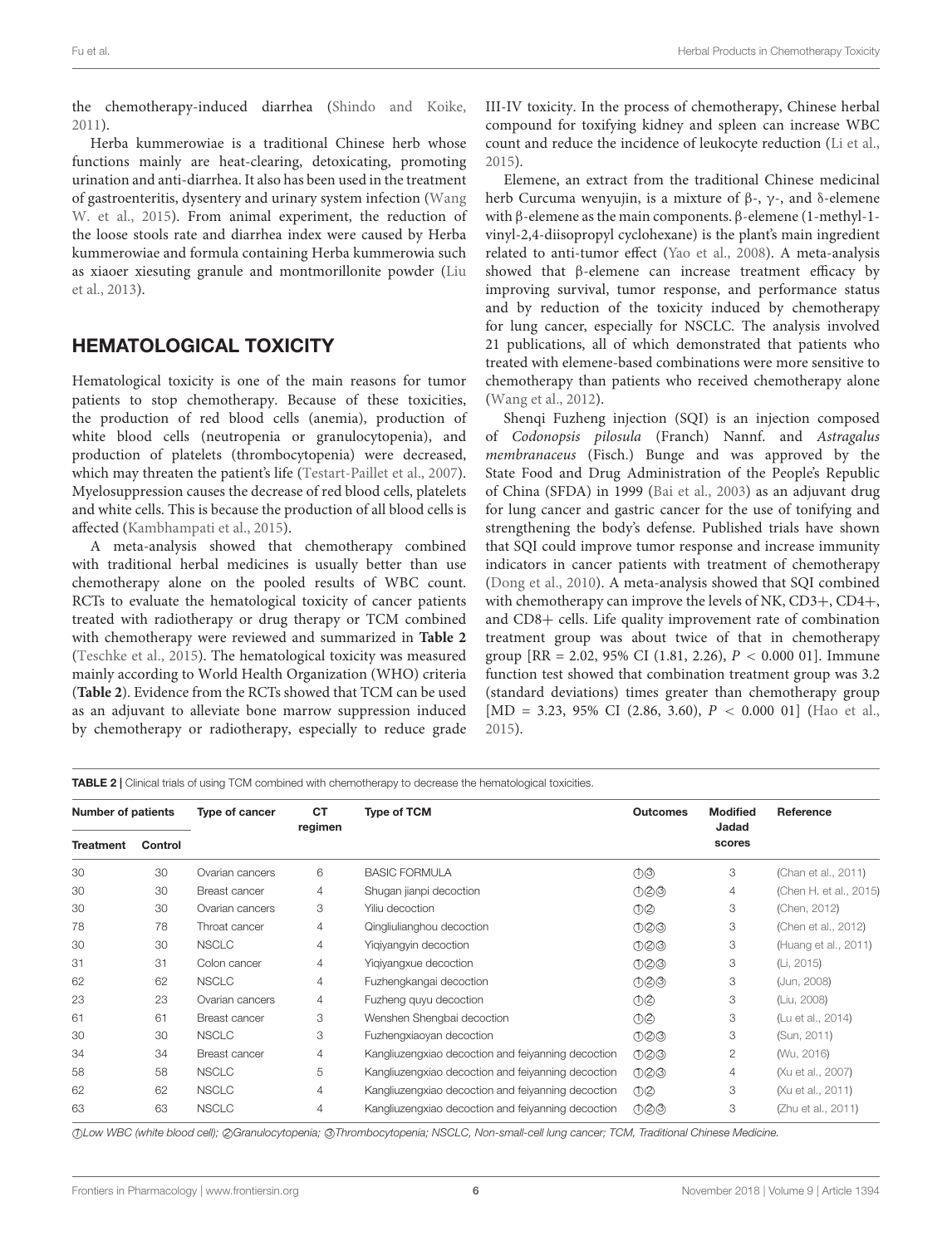the chemotherapy-induced diarrhea (Shindo and Koike, 2011).

Herba kummerowiae is a traditional Chinese herb whose functions mainly are heat-clearing, detoxicating, promoting urination and anti-diarrhea. It also has been used in the treatment of gastroenteritis, dysentery and urinary system infection (Wang W. et al., 2015). From animal experiment, the reduction of the loose stools rate and diarrhea index were caused by Herba kummerowiae and formula containing Herba kummerowia such as xiaoer xiesuting granule and montmorillonite powder (Liu et al., 2013).

## HEMATOLOGICAL TOXICITY

Hematological toxicity is one of the main reasons for tumor patients to stop chemotherapy. Because of these toxicities, the production of red blood cells (anemia), production of white blood cells (neutropenia or granulocytopenia), and production of platelets (thrombocytopenia) were decreased, which may threaten the patient's life (Testart-Paillet et al., 2007). Myelosuppression causes the decrease of red blood cells, platelets and white cells. This is because the production of all blood cells is affected (Kambhampati et al., 2015).

A meta-analysis showed that chemotherapy combined with traditional herbal medicines is usually better than use chemotherapy alone on the pooled results of WBC count. RCTs to evaluate the hematological toxicity of cancer patients treated with radiotherapy or drug therapy or TCM combined with chemotherapy were reviewed and summarized in **Table 2** (Teschke et al., 2015). The hematological toxicity was measured mainly according to World Health Organization (WHO) criteria (**Table 2**). Evidence from the RCTs showed that TCM can be used as an adjuvant to alleviate bone marrow suppression induced by chemotherapy or radiotherapy, especially to reduce grade III-IV toxicity. In the process of chemotherapy, Chinese herbal compound for toxifying kidney and spleen can increase WBC count and reduce the incidence of leukocyte reduction (Li et al., 2015).

Elemene, an extract from the traditional Chinese medicinal herb Curcuma wenyujin, is a mixture of β-, γ-, and δ-elemene with β-elemene as the main components. β-elemene (1-methyl-1-vinyl-2,4-diisopropyl cyclohexane) is the plant's main ingredient related to anti-tumor effect (Yao et al., 2008). A meta-analysis showed that β-elemene can increase treatment efficacy by improving survival, tumor response, and performance status and by reduction of the toxicity induced by chemotherapy for lung cancer, especially for NSCLC. The analysis involved 21 publications, all of which demonstrated that patients who treated with elemene-based combinations were more sensitive to chemotherapy than patients who received chemotherapy alone (Wang et al., 2012).

Shenqi Fuzheng injection (SQI) is an injection composed of *Codonopsis pilosula* (Franch) Nannf. and *Astragalus membranaceus* (Fisch.) Bunge and was approved by the State Food and Drug Administration of the People's Republic of China (SFDA) in 1999 (Bai et al., 2003) as an adjuvant drug for lung cancer and gastric cancer for the use of tonifying and strengthening the body's defense. Published trials have shown that SQI could improve tumor response and increase immunity indicators in cancer patients with treatment of chemotherapy (Dong et al., 2010). A meta-analysis showed that SQI combined with chemotherapy can improve the levels of NK, CD3+, CD4+, and CD8+ cells. Life quality improvement rate of combination treatment group was about twice of that in chemotherapy group [RR = 2.02, 95% CI (1.81, 2.26), $P < 0.000\ 01$]. Immune function test showed that combination treatment group was 3.2 (standard deviations) times greater than chemotherapy group [MD = 3.23, 95% CI (2.86, 3.60), $P < 0.000\ 01$] (Hao et al., 2015).

**TABLE 2** | Clinical trials of using TCM combined with chemotherapy to decrease the hematological toxicities.

| Number of patients | | Type of cancer | CT regimen | Type of TCM | Outcomes | Modified Jadad scores | Reference |
|---|---|---|---|---|---|---|---|
| Treatment | Control | | | | | | |
| 30 | 30 | Ovarian cancers | 6 | BASIC FORMULA | ①③ | 3 | (Chan et al., 2011) |
| 30 | 30 | Breast cancer | 4 | Shugan jianpi decoction | ①②③ | 4 | (Chen H. et al., 2015) |
| 30 | 30 | Ovarian cancers | 3 | Yiliu decoction | ①② | 3 | (Chen, 2012) |
| 78 | 78 | Throat cancer | 4 | Qingliulianghou decoction | ①②③ | 3 | (Chen et al., 2012) |
| 30 | 30 | NSCLC | 4 | Yiqiyangyin decoction | ①②③ | 3 | (Huang et al., 2011) |
| 31 | 31 | Colon cancer | 4 | Yiqiyangxue decoction | ①②③ | 3 | (Li, 2015) |
| 62 | 62 | NSCLC | 4 | Fuzhengkangai decoction | ①②③ | 3 | (Jun, 2008) |
| 23 | 23 | Ovarian cancers | 4 | Fuzheng quyu decoction | ①② | 3 | (Liu, 2008) |
| 61 | 61 | Breast cancer | 3 | Wenshen Shengbai decoction | ①② | 3 | (Lu et al., 2014) |
| 30 | 30 | NSCLC | 3 | Fuzhengxiaoyan decoction | ①②③ | 3 | (Sun, 2011) |
| 34 | 34 | Breast cancer | 4 | Kangliuzengxiao decoction and feiyanning decoction | ①②③ | 2 | (Wu, 2016) |
| 58 | 58 | NSCLC | 5 | Kangliuzengxiao decoction and feiyanning decoction | ①②③ | 4 | (Xu et al., 2007) |
| 62 | 62 | NSCLC | 4 | Kangliuzengxiao decoction and feiyanning decoction | ①② | 3 | (Xu et al., 2011) |
| 63 | 63 | NSCLC | 4 | Kangliuzengxiao decoction and feiyanning decoction | ①②③ | 3 | (Zhu et al., 2011) |

*①Low WBC (white blood cell); ②Granulocytopenia; ③Thrombocytopenia; NSCLC, Non-small-cell lung cancer; TCM, Traditional Chinese Medicine.*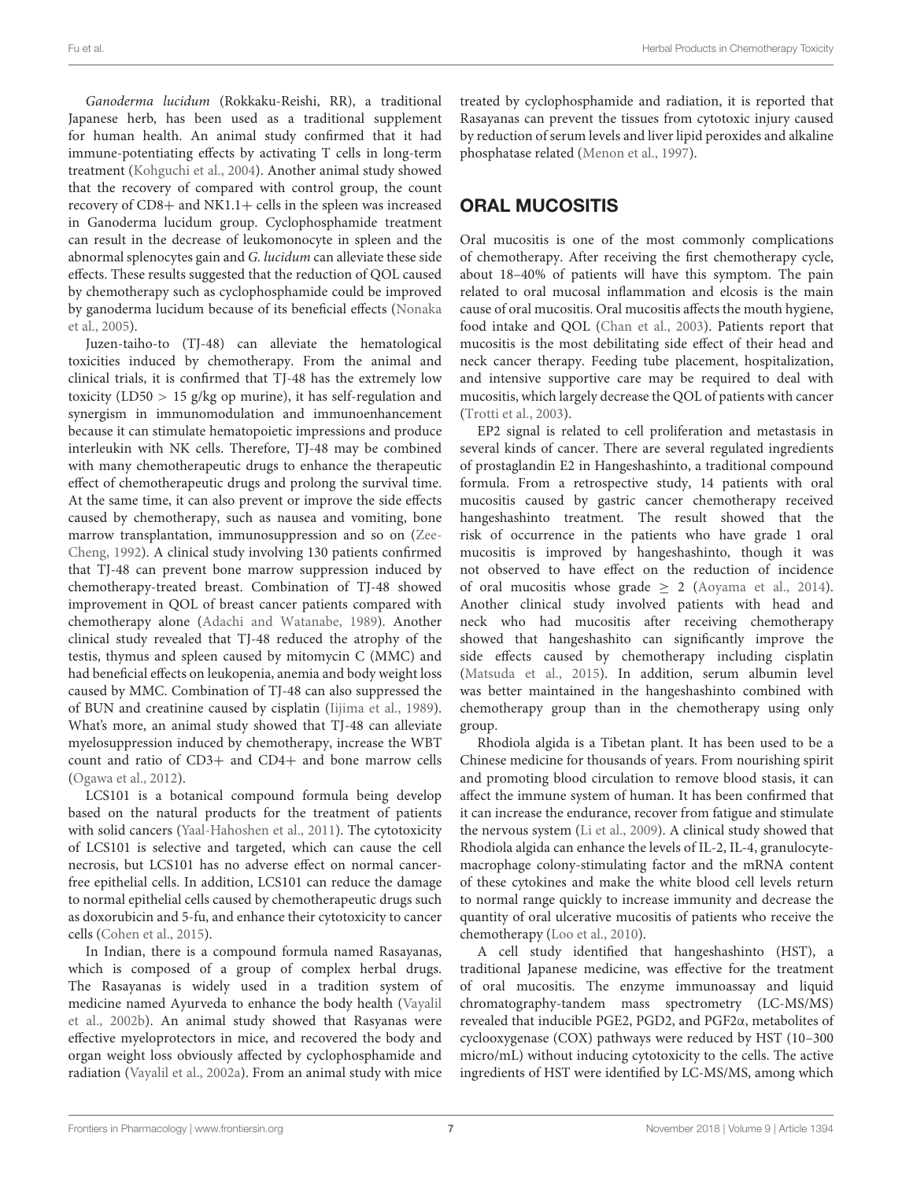*Ganoderma lucidum* (Rokkaku-Reishi, RR), a traditional Japanese herb, has been used as a traditional supplement for human health. An animal study confirmed that it had immune-potentiating effects by activating T cells in long-term treatment (Kohguchi et al., 2004). Another animal study showed that the recovery of compared with control group, the count recovery of CD8+ and NK1.1+ cells in the spleen was increased in Ganoderma lucidum group. Cyclophosphamide treatment can result in the decrease of leukomonocyte in spleen and the abnormal splenocytes gain and *G. lucidum* can alleviate these side effects. These results suggested that the reduction of QOL caused by chemotherapy such as cyclophosphamide could be improved by ganoderma lucidum because of its beneficial effects (Nonaka et al., 2005).

Juzen-taiho-to (TJ-48) can alleviate the hematological toxicities induced by chemotherapy. From the animal and clinical trials, it is confirmed that TJ-48 has the extremely low toxicity (LD50 > 15 g/kg op murine), it has self-regulation and synergism in immunomodulation and immunoenhancement because it can stimulate hematopoietic impressions and produce interleukin with NK cells. Therefore, TJ-48 may be combined with many chemotherapeutic drugs to enhance the therapeutic effect of chemotherapeutic drugs and prolong the survival time. At the same time, it can also prevent or improve the side effects caused by chemotherapy, such as nausea and vomiting, bone marrow transplantation, immunosuppression and so on (Zee-Cheng, 1992). A clinical study involving 130 patients confirmed that TJ-48 can prevent bone marrow suppression induced by chemotherapy-treated breast. Combination of TJ-48 showed improvement in QOL of breast cancer patients compared with chemotherapy alone (Adachi and Watanabe, 1989). Another clinical study revealed that TJ-48 reduced the atrophy of the testis, thymus and spleen caused by mitomycin C (MMC) and had beneficial effects on leukopenia, anemia and body weight loss caused by MMC. Combination of TJ-48 can also suppressed the of BUN and creatinine caused by cisplatin (Iijima et al., 1989). What's more, an animal study showed that TJ-48 can alleviate myelosuppression induced by chemotherapy, increase the WBT count and ratio of CD3+ and CD4+ and bone marrow cells (Ogawa et al., 2012).

LCS101 is a botanical compound formula being develop based on the natural products for the treatment of patients with solid cancers (Yaal-Hahoshen et al., 2011). The cytotoxicity of LCS101 is selective and targeted, which can cause the cell necrosis, but LCS101 has no adverse effect on normal cancer-free epithelial cells. In addition, LCS101 can reduce the damage to normal epithelial cells caused by chemotherapeutic drugs such as doxorubicin and 5-fu, and enhance their cytotoxicity to cancer cells (Cohen et al., 2015).

In Indian, there is a compound formula named Rasayanas, which is composed of a group of complex herbal drugs. The Rasayanas is widely used in a tradition system of medicine named Ayurveda to enhance the body health (Vayalil et al., 2002b). An animal study showed that Rasyanas were effective myeloprotectors in mice, and recovered the body and organ weight loss obviously affected by cyclophosphamide and radiation (Vayalil et al., 2002a). From an animal study with mice treated by cyclophosphamide and radiation, it is reported that Rasayanas can prevent the tissues from cytotoxic injury caused by reduction of serum levels and liver lipid peroxides and alkaline phosphatase related (Menon et al., 1997).

## ORAL MUCOSITIS

Oral mucositis is one of the most commonly complications of chemotherapy. After receiving the first chemotherapy cycle, about 18–40% of patients will have this symptom. The pain related to oral mucosal inflammation and elcosis is the main cause of oral mucositis. Oral mucositis affects the mouth hygiene, food intake and QOL (Chan et al., 2003). Patients report that mucositis is the most debilitating side effect of their head and neck cancer therapy. Feeding tube placement, hospitalization, and intensive supportive care may be required to deal with mucositis, which largely decrease the QOL of patients with cancer (Trotti et al., 2003).

EP2 signal is related to cell proliferation and metastasis in several kinds of cancer. There are several regulated ingredients of prostaglandin E2 in Hangeshashinto, a traditional compound formula. From a retrospective study, 14 patients with oral mucositis caused by gastric cancer chemotherapy received hangeshashinto treatment. The result showed that the risk of occurrence in the patients who have grade 1 oral mucositis is improved by hangeshashinto, though it was not observed to have effect on the reduction of incidence of oral mucositis whose grade ≥ 2 (Aoyama et al., 2014). Another clinical study involved patients with head and neck who had mucositis after receiving chemotherapy showed that hangeshashito can significantly improve the side effects caused by chemotherapy including cisplatin (Matsuda et al., 2015). In addition, serum albumin level was better maintained in the hangeshashinto combined with chemotherapy group than in the chemotherapy using only group.

Rhodiola algida is a Tibetan plant. It has been used to be a Chinese medicine for thousands of years. From nourishing spirit and promoting blood circulation to remove blood stasis, it can affect the immune system of human. It has been confirmed that it can increase the endurance, recover from fatigue and stimulate the nervous system (Li et al., 2009). A clinical study showed that Rhodiola algida can enhance the levels of IL-2, IL-4, granulocyte-macrophage colony-stimulating factor and the mRNA content of these cytokines and make the white blood cell levels return to normal range quickly to increase immunity and decrease the quantity of oral ulcerative mucositis of patients who receive the chemotherapy (Loo et al., 2010).

A cell study identified that hangeshashinto (HST), a traditional Japanese medicine, was effective for the treatment of oral mucositis. The enzyme immunoassay and liquid chromatography-tandem mass spectrometry (LC-MS/MS) revealed that inducible PGE2, PGD2, and PGF2α, metabolites of cyclooxygenase (COX) pathways were reduced by HST (10–300 micro/mL) without inducing cytotoxicity to the cells. The active ingredients of HST were identified by LC-MS/MS, among which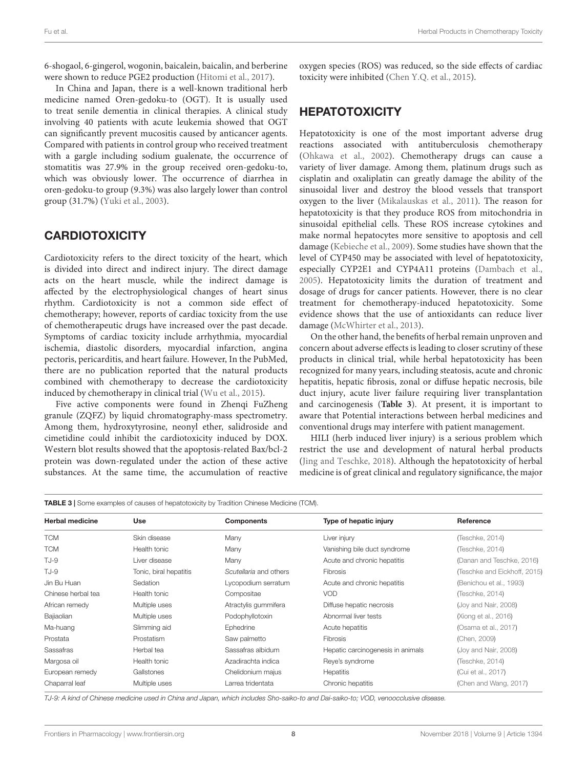6-shogaol, 6-gingerol, wogonin, baicalein, baicalin, and berberine were shown to reduce PGE2 production (Hitomi et al., 2017).

In China and Japan, there is a well-known traditional herb medicine named Oren-gedoku-to (OGT). It is usually used to treat senile dementia in clinical therapies. A clinical study involving 40 patients with acute leukemia showed that OGT can significantly prevent mucositis caused by anticancer agents. Compared with patients in control group who received treatment with a gargle including sodium gualenate, the occurrence of stomatitis was 27.9% in the group received oren-gedoku-to, which was obviously lower. The occurrence of diarrhea in oren-gedoku-to group (9.3%) was also largely lower than control group (31.7%) (Yuki et al., 2003).

## CARDIOTOXICITY

Cardiotoxicity refers to the direct toxicity of the heart, which is divided into direct and indirect injury. The direct damage acts on the heart muscle, while the indirect damage is affected by the electrophysiological changes of heart sinus rhythm. Cardiotoxicity is not a common side effect of chemotherapy; however, reports of cardiac toxicity from the use of chemotherapeutic drugs have increased over the past decade. Symptoms of cardiac toxicity include arrhythmia, myocardial ischemia, diastolic disorders, myocardial infarction, angina pectoris, pericarditis, and heart failure. However, In the PubMed, there are no publication reported that the natural products combined with chemotherapy to decrease the cardiotoxicity induced by chemotherapy in clinical trial (Wu et al., 2015).

Five active components were found in Zhenqi FuZheng granule (ZQFZ) by liquid chromatography-mass spectrometry. Among them, hydroxytyrosine, neonyl ether, salidroside and cimetidine could inhibit the cardiotoxicity induced by DOX. Western blot results showed that the apoptosis-related Bax/bcl-2 protein was down-regulated under the action of these active substances. At the same time, the accumulation of reactive oxygen species (ROS) was reduced, so the side effects of cardiac toxicity were inhibited (Chen Y.Q. et al., 2015).

## HEPATOTOXICITY

Hepatotoxicity is one of the most important adverse drug reactions associated with antituberculosis chemotherapy (Ohkawa et al., 2002). Chemotherapy drugs can cause a variety of liver damage. Among them, platinum drugs such as cisplatin and oxaliplatin can greatly damage the ability of the sinusoidal liver and destroy the blood vessels that transport oxygen to the liver (Mikalauskas et al., 2011). The reason for hepatotoxicity is that they produce ROS from mitochondria in sinusoidal epithelial cells. These ROS increase cytokines and make normal hepatocytes more sensitive to apoptosis and cell damage (Kebieche et al., 2009). Some studies have shown that the level of CYP450 may be associated with level of hepatotoxicity, especially CYP2E1 and CYP4A11 proteins (Dambach et al., 2005). Hepatotoxicity limits the duration of treatment and dosage of drugs for cancer patients. However, there is no clear treatment for chemotherapy-induced hepatotoxicity. Some evidence shows that the use of antioxidants can reduce liver damage (McWhirter et al., 2013).

On the other hand, the benefits of herbal remain unproven and concern about adverse effects is leading to closer scrutiny of these products in clinical trial, while herbal hepatotoxicity has been recognized for many years, including steatosis, acute and chronic hepatitis, hepatic fibrosis, zonal or diffuse hepatic necrosis, bile duct injury, acute liver failure requiring liver transplantation and carcinogenesis (**Table 3**). At present, it is important to aware that Potential interactions between herbal medicines and conventional drugs may interfere with patient management.

HILI (herb induced liver injury) is a serious problem which restrict the use and development of natural herbal products (Jing and Teschke, 2018). Although the hepatotoxicity of herbal medicine is of great clinical and regulatory significance, the major

**TABLE 3** | Some examples of causes of hepatotoxicity by Tradition Chinese Medicine (TCM).

| Herbal medicine | Use | Components | Type of hepatic injury | Reference |
|---|---|---|---|---|
| TCM | Skin disease | Many | Liver injury | (Teschke, 2014) |
| TCM | Health tonic | Many | Vanishing bile duct syndrome | (Teschke, 2014) |
| TJ-9 | Liver disease | Many | Acute and chronic hepatitis | (Danan and Teschke, 2016) |
| TJ-9 | Tonic, biral hepatitis | *Scutellaria* and others | Fibrosis | (Teschke and Eickhoff, 2015) |
| Jin Bu Huan | Sedation | Lycopodium serratum | Acute and chronic hepatitis | (Benichou et al., 1993) |
| Chinese herbal tea | Health tonic | Compositae | VOD | (Teschke, 2014) |
| African remedy | Multiple uses | Atractylis gummifera | Diffuse hepatic necrosis | (Joy and Nair, 2008) |
| Bajiaolian | Multiple uses | Podophyllotoxin | Abnormal liver tests | (Xiong et al., 2016) |
| Ma-huang | Slimming aid | Ephedrine | Acute hepatitis | (Osama et al., 2017) |
| Prostata | Prostatism | Saw palmetto | Fibrosis | (Chen, 2009) |
| Sassafras | Herbal tea | Sassafras albidum | Hepatic carcinogenesis in animals | (Joy and Nair, 2008) |
| Margosa oil | Health tonic | Azadirachta indica | Reye's syndrome | (Teschke, 2014) |
| European remedy | Gallstones | Chelidonium majus | Hepatitis | (Cui et al., 2017) |
| Chaparral leaf | Multiple uses | Larrea tridentata | Chronic hepatitis | (Chen and Wang, 2017) |

*TJ-9: A kind of Chinese medicine used in China and Japan, which includes Sho-saiko-to and Dai-saiko-to; VOD, venoocclusive disease.*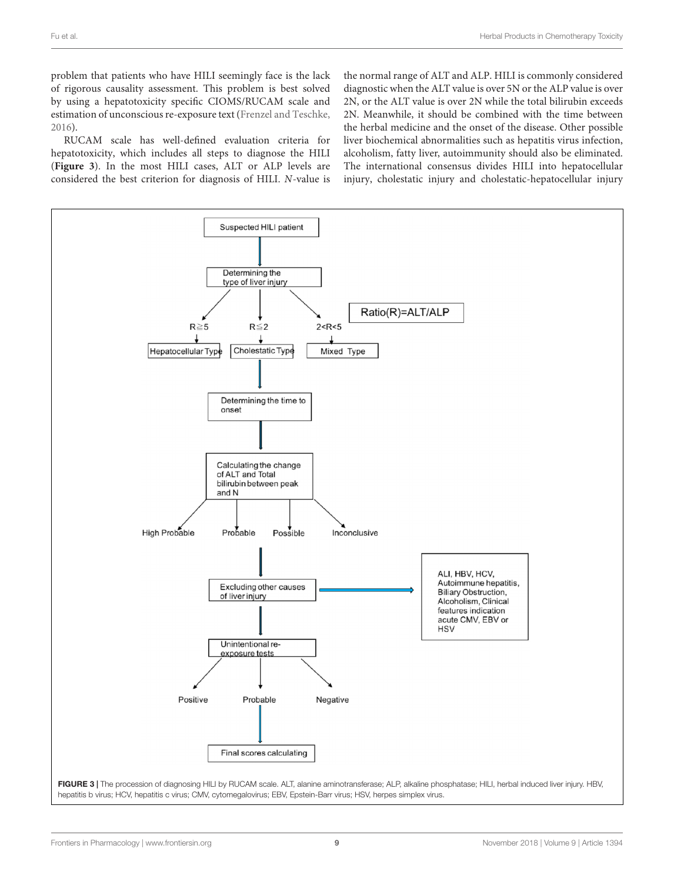problem that patients who have HILI seemingly face is the lack of rigorous causality assessment. This problem is best solved by using a hepatotoxicity specific CIOMS/RUCAM scale and estimation of unconscious re-exposure text (Frenzel and Teschke, 2016).

RUCAM scale has well-defined evaluation criteria for hepatotoxicity, which includes all steps to diagnose the HILI (**Figure 3**). In the most HILI cases, ALT or ALP levels are considered the best criterion for diagnosis of HILI. *N*-value is the normal range of ALT and ALP. HILI is commonly considered diagnostic when the ALT value is over 5N or the ALP value is over 2N, or the ALT value is over 2N while the total bilirubin exceeds 2N. Meanwhile, it should be combined with the time between the herbal medicine and the onset of the disease. Other possible liver biochemical abnormalities such as hepatitis virus infection, alcoholism, fatty liver, autoimmunity should also be eliminated. The international consensus divides HILI into hepatocellular injury, cholestatic injury and cholestatic-hepatocellular injury

**FIGURE 3** | The procession of diagnosing HILI by RUCAM scale. ALT, alanine aminotransferase; ALP, alkaline phosphatase; HILI, herbal induced liver injury. HBV, hepatitis b virus; HCV, hepatitis c virus; CMV, cytomegalovirus; EBV, Epstein-Barr virus; HSV, herpes simplex virus.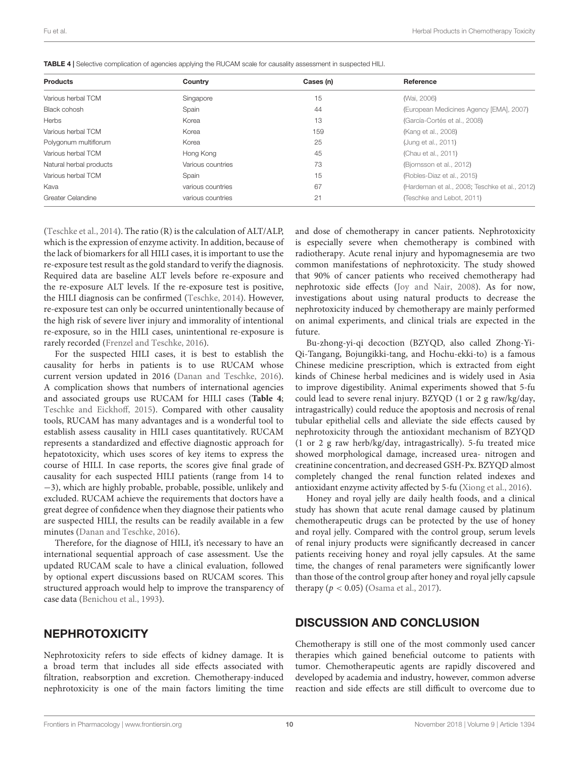**TABLE 4 |** Selective complication of agencies applying the RUCAM scale for causality assessment in suspected HILI.

| Products | Country | Cases (n) | Reference |
|---|---|---|---|
| Various herbal TCM | Singapore | 15 | (Wai, 2006) |
| Black cohosh | Spain | 44 | (European Medicines Agency [EMA], 2007) |
| Herbs | Korea | 13 | (García-Cortés et al., 2008) |
| Various herbal TCM | Korea | 159 | (Kang et al., 2008) |
| Polygonum multiflorum | Korea | 25 | (Jung et al., 2011) |
| Various herbal TCM | Hong Kong | 45 | (Chau et al., 2011) |
| Natural herbal products | Various countries | 73 | (Bjornsson et al., 2012) |
| Various herbal TCM | Spain | 15 | (Robles-Diaz et al., 2015) |
| Kava | various countries | 67 | (Hardeman et al., 2008; Teschke et al., 2012) |
| Greater Celandine | various countries | 21 | (Teschke and Lebot, 2011) |

(Teschke et al., 2014). The ratio (R) is the calculation of ALT/ALP, which is the expression of enzyme activity. In addition, because of the lack of biomarkers for all HILI cases, it is important to use the re-exposure test result as the gold standard to verify the diagnosis. Required data are baseline ALT levels before re-exposure and the re-exposure ALT levels. If the re-exposure test is positive, the HILI diagnosis can be confirmed (Teschke, 2014). However, re-exposure test can only be occurred unintentionally because of the high risk of severe liver injury and immorality of intentional re-exposure, so in the HILI cases, unintentional re-exposure is rarely recorded (Frenzel and Teschke, 2016).

For the suspected HILI cases, it is best to establish the causality for herbs in patients is to use RUCAM whose current version updated in 2016 (Danan and Teschke, 2016). A complication shows that numbers of international agencies and associated groups use RUCAM for HILI cases (**Table 4**; Teschke and Eickhoff, 2015). Compared with other causality tools, RUCAM has many advantages and is a wonderful tool to establish assess causality in HILI cases quantitatively. RUCAM represents a standardized and effective diagnostic approach for hepatotoxicity, which uses scores of key items to express the course of HILI. In case reports, the scores give final grade of causality for each suspected HILI patients (range from 14 to −3), which are highly probable, probable, possible, unlikely and excluded. RUCAM achieve the requirements that doctors have a great degree of confidence when they diagnose their patients who are suspected HILI, the results can be readily available in a few minutes (Danan and Teschke, 2016).

Therefore, for the diagnose of HILI, it's necessary to have an international sequential approach of case assessment. Use the updated RUCAM scale to have a clinical evaluation, followed by optional expert discussions based on RUCAM scores. This structured approach would help to improve the transparency of case data (Benichou et al., 1993).

## NEPHROTOXICITY

Nephrotoxicity refers to side effects of kidney damage. It is a broad term that includes all side effects associated with filtration, reabsorption and excretion. Chemotherapy-induced nephrotoxicity is one of the main factors limiting the time and dose of chemotherapy in cancer patients. Nephrotoxicity is especially severe when chemotherapy is combined with radiotherapy. Acute renal injury and hypomagnesemia are two common manifestations of nephrotoxicity. The study showed that 90% of cancer patients who received chemotherapy had nephrotoxic side effects (Joy and Nair, 2008). As for now, investigations about using natural products to decrease the nephrotoxicity induced by chemotherapy are mainly performed on animal experiments, and clinical trials are expected in the future.

Bu-zhong-yi-qi decoction (BZYQD, also called Zhong-Yi-Qi-Tangang, Bojungikki-tang, and Hochu-ekki-to) is a famous Chinese medicine prescription, which is extracted from eight kinds of Chinese herbal medicines and is widely used in Asia to improve digestibility. Animal experiments showed that 5-fu could lead to severe renal injury. BZYQD (1 or 2 g raw/kg/day, intragastrically) could reduce the apoptosis and necrosis of renal tubular epithelial cells and alleviate the side effects caused by nephrotoxicity through the antioxidant mechanism of BZYQD (1 or 2 g raw herb/kg/day, intragastrically). 5-fu treated mice showed morphological damage, increased urea- nitrogen and creatinine concentration, and decreased GSH-Px. BZYQD almost completely changed the renal function related indexes and antioxidant enzyme activity affected by 5-fu (Xiong et al., 2016).

Honey and royal jelly are daily health foods, and a clinical study has shown that acute renal damage caused by platinum chemotherapeutic drugs can be protected by the use of honey and royal jelly. Compared with the control group, serum levels of renal injury products were significantly decreased in cancer patients receiving honey and royal jelly capsules. At the same time, the changes of renal parameters were significantly lower than those of the control group after honey and royal jelly capsule therapy ($p < 0.05$) (Osama et al., 2017).

## DISCUSSION AND CONCLUSION

Chemotherapy is still one of the most commonly used cancer therapies which gained beneficial outcome to patients with tumor. Chemotherapeutic agents are rapidly discovered and developed by academia and industry, however, common adverse reaction and side effects are still difficult to overcome due to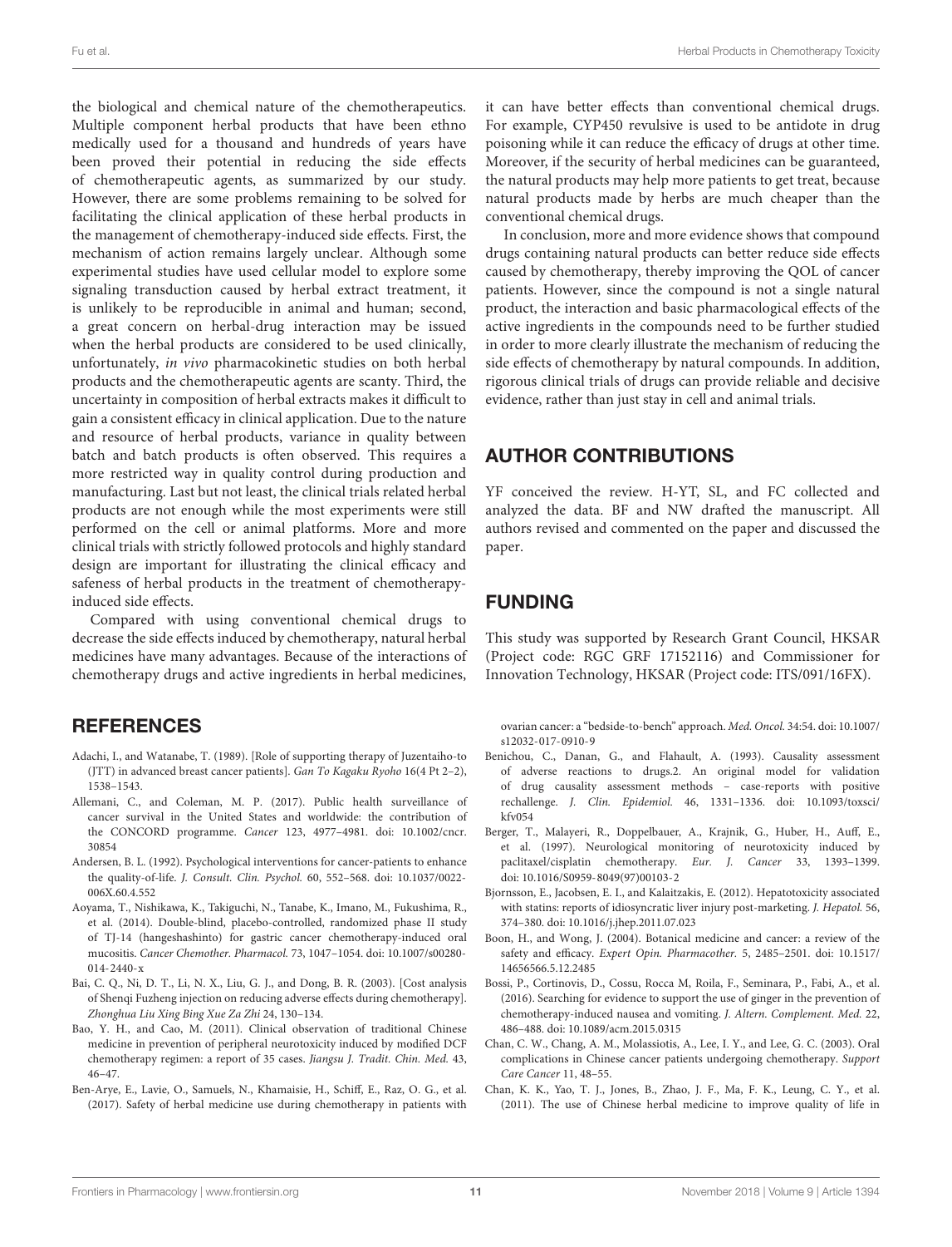the biological and chemical nature of the chemotherapeutics. Multiple component herbal products that have been ethno medically used for a thousand and hundreds of years have been proved their potential in reducing the side effects of chemotherapeutic agents, as summarized by our study. However, there are some problems remaining to be solved for facilitating the clinical application of these herbal products in the management of chemotherapy-induced side effects. First, the mechanism of action remains largely unclear. Although some experimental studies have used cellular model to explore some signaling transduction caused by herbal extract treatment, it is unlikely to be reproducible in animal and human; second, a great concern on herbal-drug interaction may be issued when the herbal products are considered to be used clinically, unfortunately, *in vivo* pharmacokinetic studies on both herbal products and the chemotherapeutic agents are scanty. Third, the uncertainty in composition of herbal extracts makes it difficult to gain a consistent efficacy in clinical application. Due to the nature and resource of herbal products, variance in quality between batch and batch products is often observed. This requires a more restricted way in quality control during production and manufacturing. Last but not least, the clinical trials related herbal products are not enough while the most experiments were still performed on the cell or animal platforms. More and more clinical trials with strictly followed protocols and highly standard design are important for illustrating the clinical efficacy and safeness of herbal products in the treatment of chemotherapy-induced side effects.

Compared with using conventional chemical drugs to decrease the side effects induced by chemotherapy, natural herbal medicines have many advantages. Because of the interactions of chemotherapy drugs and active ingredients in herbal medicines, it can have better effects than conventional chemical drugs. For example, CYP450 revulsive is used to be antidote in drug poisoning while it can reduce the efficacy of drugs at other time. Moreover, if the security of herbal medicines can be guaranteed, the natural products may help more patients to get treat, because natural products made by herbs are much cheaper than the conventional chemical drugs.

In conclusion, more and more evidence shows that compound drugs containing natural products can better reduce side effects caused by chemotherapy, thereby improving the QOL of cancer patients. However, since the compound is not a single natural product, the interaction and basic pharmacological effects of the active ingredients in the compounds need to be further studied in order to more clearly illustrate the mechanism of reducing the side effects of chemotherapy by natural compounds. In addition, rigorous clinical trials of drugs can provide reliable and decisive evidence, rather than just stay in cell and animal trials.

## AUTHOR CONTRIBUTIONS

YF conceived the review. H-YT, SL, and FC collected and analyzed the data. BF and NW drafted the manuscript. All authors revised and commented on the paper and discussed the paper.

## FUNDING

This study was supported by Research Grant Council, HKSAR (Project code: RGC GRF 17152116) and Commissioner for Innovation Technology, HKSAR (Project code: ITS/091/16FX).

## REFERENCES

Adachi, I., and Watanabe, T. (1989). [Role of supporting therapy of Juzentaiho-to (JTT) in advanced breast cancer patients]. *Gan To Kagaku Ryoho* 16(4 Pt 2–2), 1538–1543.

Allemani, C., and Coleman, M. P. (2017). Public health surveillance of cancer survival in the United States and worldwide: the contribution of the CONCORD programme. *Cancer* 123, 4977–4981. doi: 10.1002/cncr.30854

Andersen, B. L. (1992). Psychological interventions for cancer-patients to enhance the quality-of-life. *J. Consult. Clin. Psychol.* 60, 552–568. doi: 10.1037/0022-006X.60.4.552

Aoyama, T., Nishikawa, K., Takiguchi, N., Tanabe, K., Imano, M., Fukushima, R., et al. (2014). Double-blind, placebo-controlled, randomized phase II study of TJ-14 (hangeshashinto) for gastric cancer chemotherapy-induced oral mucositis. *Cancer Chemother. Pharmacol.* 73, 1047–1054. doi: 10.1007/s00280-014-2440-x

Bai, C. Q., Ni, D. T., Li, N. X., Liu, G. J., and Dong, B. R. (2003). [Cost analysis of Shenqi Fuzheng injection on reducing adverse effects during chemotherapy]. *Zhonghua Liu Xing Bing Xue Za Zhi* 24, 130–134.

Bao, Y. H., and Cao, M. (2011). Clinical observation of traditional Chinese medicine in prevention of peripheral neurotoxicity induced by modified DCF chemotherapy regimen: a report of 35 cases. *Jiangsu J. Tradit. Chin. Med.* 43, 46–47.

Ben-Arye, E., Lavie, O., Samuels, N., Khamaisie, H., Schiff, E., Raz, O. G., et al. (2017). Safety of herbal medicine use during chemotherapy in patients with ovarian cancer: a "bedside-to-bench" approach. *Med. Oncol.* 34:54. doi: 10.1007/s12032-017-0910-9

Benichou, C., Danan, G., and Flahault, A. (1993). Causality assessment of adverse reactions to drugs.2. An original model for validation of drug causality assessment methods – case-reports with positive rechallenge. *J. Clin. Epidemiol.* 46, 1331–1336. doi: 10.1093/toxsci/kfv054

Berger, T., Malayeri, R., Doppelbauer, A., Krajnik, G., Huber, H., Auff, E., et al. (1997). Neurological monitoring of neurotoxicity induced by paclitaxel/cisplatin chemotherapy. *Eur. J. Cancer* 33, 1393–1399. doi: 10.1016/S0959-8049(97)00103-2

Bjornsson, E., Jacobsen, E. I., and Kalaitzakis, E. (2012). Hepatotoxicity associated with statins: reports of idiosyncratic liver injury post-marketing. *J. Hepatol.* 56, 374–380. doi: 10.1016/j.jhep.2011.07.023

Boon, H., and Wong, J. (2004). Botanical medicine and cancer: a review of the safety and efficacy. *Expert Opin. Pharmacother.* 5, 2485–2501. doi: 10.1517/14656566.5.12.2485

Bossi, P., Cortinovis, D., Cossu, Rocca M, Roila, F., Seminara, P., Fabi, A., et al. (2016). Searching for evidence to support the use of ginger in the prevention of chemotherapy-induced nausea and vomiting. *J. Altern. Complement. Med.* 22, 486–488. doi: 10.1089/acm.2015.0315

Chan, C. W., Chang, A. M., Molassiotis, A., Lee, I. Y., and Lee, G. C. (2003). Oral complications in Chinese cancer patients undergoing chemotherapy. *Support Care Cancer* 11, 48–55.

Chan, K. K., Yao, T. J., Jones, B., Zhao, J. F., Ma, F. K., Leung, C. Y., et al. (2011). The use of Chinese herbal medicine to improve quality of life in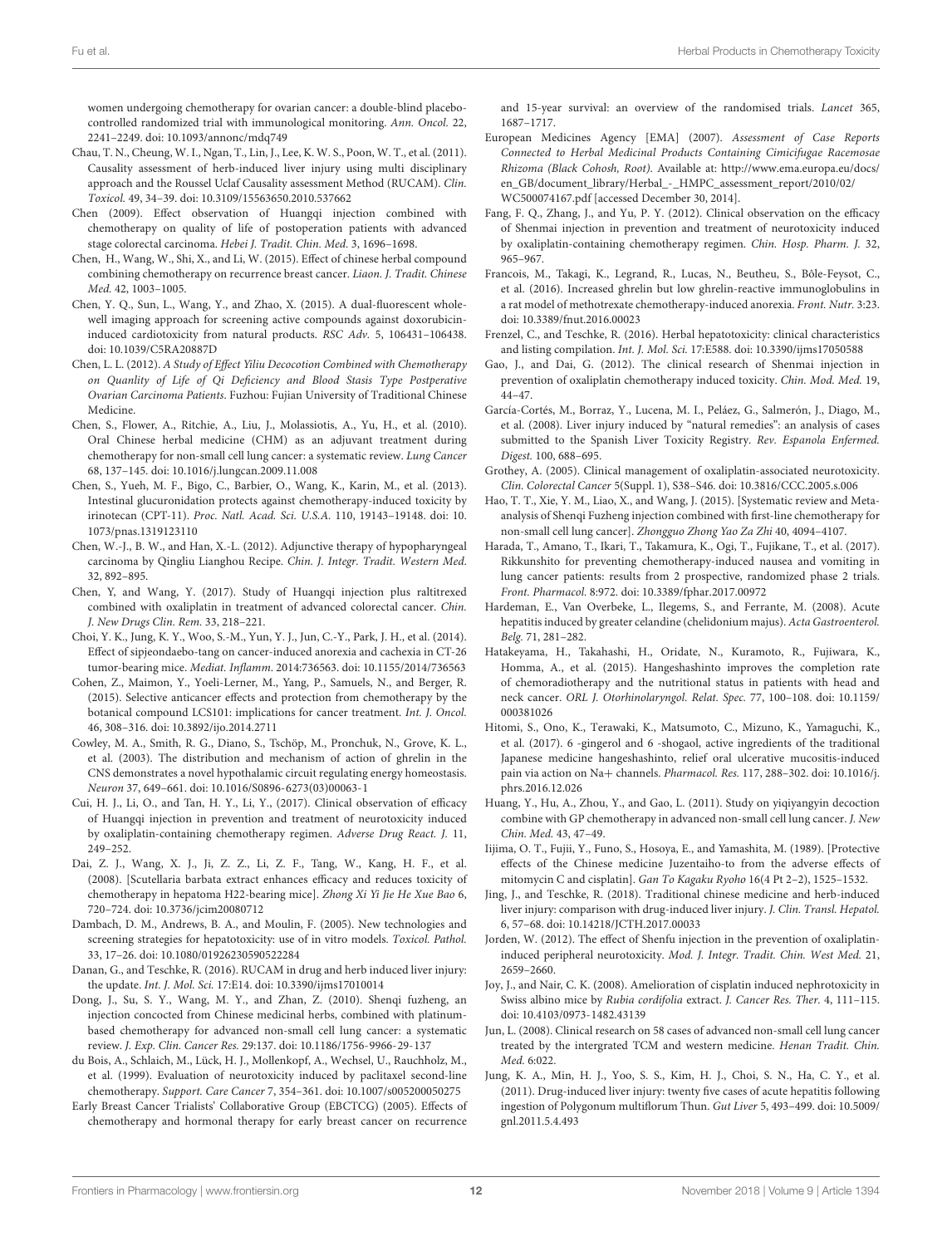women undergoing chemotherapy for ovarian cancer: a double-blind placebo-controlled randomized trial with immunological monitoring. *Ann. Oncol.* 22, 2241–2249. doi: 10.1093/annonc/mdq749

Chau, T. N., Cheung, W. I., Ngan, T., Lin, J., Lee, K. W. S., Poon, W. T., et al. (2011). Causality assessment of herb-induced liver injury using multi disciplinary approach and the Roussel Uclaf Causality assessment Method (RUCAM). *Clin. Toxicol.* 49, 34–39. doi: 10.3109/15563650.2010.537662

Chen (2009). Effect observation of Huangqi injection combined with chemotherapy on quality of life of postoperation patients with advanced stage colorectal carcinoma. *Hebei J. Tradit. Chin. Med.* 3, 1696–1698.

Chen, H., Wang, W., Shi, X., and Li, W. (2015). Effect of chinese herbal compound combining chemotherapy on recurrence breast cancer. *Liaon. J. Tradit. Chinese Med.* 42, 1003–1005.

Chen, Y. Q., Sun, L., Wang, Y., and Zhao, X. (2015). A dual-fluorescent whole-well imaging approach for screening active compounds against doxorubicin-induced cardiotoxicity from natural products. *RSC Adv.* 5, 106431–106438. doi: 10.1039/C5RA20887D

Chen, L. L. (2012). *A Study of Effect Yiliu Decocotion Combined with Chemotherapy on Quanlity of Life of Qi Deficiency and Blood Stasis Type Postperative Ovarian Carcinoma Patients*. Fuzhou: Fujian University of Traditional Chinese Medicine.

Chen, S., Flower, A., Ritchie, A., Liu, J., Molassiotis, A., Yu, H., et al. (2010). Oral Chinese herbal medicine (CHM) as an adjuvant treatment during chemotherapy for non-small cell lung cancer: a systematic review. *Lung Cancer* 68, 137–145. doi: 10.1016/j.lungcan.2009.11.008

Chen, S., Yueh, M. F., Bigo, C., Barbier, O., Wang, K., Karin, M., et al. (2013). Intestinal glucuronidation protects against chemotherapy-induced toxicity by irinotecan (CPT-11). *Proc. Natl. Acad. Sci. U.S.A.* 110, 19143–19148. doi: 10.1073/pnas.1319123110

Chen, W.-J., B. W., and Han, X.-L. (2012). Adjunctive therapy of hypopharyngeal carcinoma by Qingliu Lianghou Recipe. *Chin. J. Integr. Tradit. Western Med.* 32, 892–895.

Chen, Y, and Wang, Y. (2017). Study of Huangqi injection plus raltitrexed combined with oxaliplatin in treatment of advanced colorectal cancer. *Chin. J. New Drugs Clin. Rem.* 33, 218–221.

Choi, Y. K., Jung, K. Y., Woo, S.-M., Yun, Y. J., Jun, C.-Y., Park, J. H., et al. (2014). Effect of sipjeondaebo-tang on cancer-induced anorexia and cachexia in CT-26 tumor-bearing mice. *Mediat. Inflamm.* 2014:736563. doi: 10.1155/2014/736563

Cohen, Z., Maimon, Y., Yoeli-Lerner, M., Yang, P., Samuels, N., and Berger, R. (2015). Selective anticancer effects and protection from chemotherapy by the botanical compound LCS101: implications for cancer treatment. *Int. J. Oncol.* 46, 308–316. doi: 10.3892/ijo.2014.2711

Cowley, M. A., Smith, R. G., Diano, S., Tschöp, M., Pronchuk, N., Grove, K. L., et al. (2003). The distribution and mechanism of action of ghrelin in the CNS demonstrates a novel hypothalamic circuit regulating energy homeostasis. *Neuron* 37, 649–661. doi: 10.1016/S0896-6273(03)00063-1

Cui, H. J., Li, O., and Tan, H. Y., Li, Y., (2017). Clinical observation of efficacy of Huangqi injection in prevention and treatment of neurotoxicity induced by oxaliplatin-containing chemotherapy regimen. *Adverse Drug React. J.* 11, 249–252.

Dai, Z. J., Wang, X. J., Ji, Z. Z., Li, Z. F., Tang, W., Kang, H. F., et al. (2008). [Scutellaria barbata extract enhances efficacy and reduces toxicity of chemotherapy in hepatoma H22-bearing mice]. *Zhong Xi Yi Jie He Xue Bao* 6, 720–724. doi: 10.3736/jcim20080712

Dambach, D. M., Andrews, B. A., and Moulin, F. (2005). New technologies and screening strategies for hepatotoxicity: use of in vitro models. *Toxicol. Pathol.* 33, 17–26. doi: 10.1080/01926230590522284

Danan, G., and Teschke, R. (2016). RUCAM in drug and herb induced liver injury: the update. *Int. J. Mol. Sci.* 17:E14. doi: 10.3390/ijms17010014

Dong, J., Su, S. Y., Wang, M. Y., and Zhan, Z. (2010). Shenqi fuzheng, an injection concocted from Chinese medicinal herbs, combined with platinum-based chemotherapy for advanced non-small cell lung cancer: a systematic review. *J. Exp. Clin. Cancer Res.* 29:137. doi: 10.1186/1756-9966-29-137

du Bois, A., Schlaich, M., Lück, H. J., Mollenkopf, A., Wechsel, U., Rauchholz, M., et al. (1999). Evaluation of neurotoxicity induced by paclitaxel second-line chemotherapy. *Support. Care Cancer* 7, 354–361. doi: 10.1007/s005200050275

Early Breast Cancer Trialists' Collaborative Group (EBCTCG) (2005). Effects of chemotherapy and hormonal therapy for early breast cancer on recurrence and 15-year survival: an overview of the randomised trials. *Lancet* 365, 1687–1717.

European Medicines Agency [EMA] (2007). *Assessment of Case Reports Connected to Herbal Medicinal Products Containing Cimicifugae Racemosae Rhizoma (Black Cohosh, Root)*. Available at: http://www.ema.europa.eu/docs/en_GB/document_library/Herbal_-_HMPC_assessment_report/2010/02/WC500074167.pdf [accessed December 30, 2014].

Fang, F. Q., Zhang, J., and Yu, P. Y. (2012). Clinical observation on the efficacy of Shenmai injection in prevention and treatment of neurotoxicity induced by oxaliplatin-containing chemotherapy regimen. *Chin. Hosp. Pharm. J.* 32, 965–967.

Francois, M., Takagi, K., Legrand, R., Lucas, N., Beutheu, S., Bôle-Feysot, C., et al. (2016). Increased ghrelin but low ghrelin-reactive immunoglobulins in a rat model of methotrexate chemotherapy-induced anorexia. *Front. Nutr.* 3:23. doi: 10.3389/fnut.2016.00023

Frenzel, C., and Teschke, R. (2016). Herbal hepatotoxicity: clinical characteristics and listing compilation. *Int. J. Mol. Sci.* 17:E588. doi: 10.3390/ijms17050588

Gao, J., and Dai, G. (2012). The clinical research of Shenmai injection in prevention of oxaliplatin chemotherapy induced toxicity. *Chin. Mod. Med.* 19, 44–47.

García-Cortés, M., Borraz, Y., Lucena, M. I., Peláez, G., Salmerón, J., Diago, M., et al. (2008). Liver injury induced by "natural remedies": an analysis of cases submitted to the Spanish Liver Toxicity Registry. *Rev. Espanola Enfermed. Digest.* 100, 688–695.

Grothey, A. (2005). Clinical management of oxaliplatin-associated neurotoxicity. *Clin. Colorectal Cancer* 5(Suppl. 1), S38–S46. doi: 10.3816/CCC.2005.s.006

Hao, T. T., Xie, Y. M., Liao, X., and Wang, J. (2015). [Systematic review and Meta-analysis of Shenqi Fuzheng injection combined with first-line chemotherapy for non-small cell lung cancer]. *Zhongguo Zhong Yao Za Zhi* 40, 4094–4107.

Harada, T., Amano, T., Ikari, T., Takamura, K., Ogi, T., Fujikane, T., et al. (2017). Rikkunshito for preventing chemotherapy-induced nausea and vomiting in lung cancer patients: results from 2 prospective, randomized phase 2 trials. *Front. Pharmacol.* 8:972. doi: 10.3389/fphar.2017.00972

Hardeman, E., Van Overbeke, L., Ilegems, S., and Ferrante, M. (2008). Acute hepatitis induced by greater celandine (chelidonium majus). *Acta Gastroenterol. Belg.* 71, 281–282.

Hatakeyama, H., Takahashi, H., Oridate, N., Kuramoto, R., Fujiwara, K., Homma, A., et al. (2015). Hangeshashinto improves the completion rate of chemoradiotherapy and the nutritional status in patients with head and neck cancer. *ORL J. Otorhinolaryngol. Relat. Spec.* 77, 100–108. doi: 10.1159/000381026

Hitomi, S., Ono, K., Terawaki, K., Matsumoto, C., Mizuno, K., Yamaguchi, K., et al. (2017). 6 -gingerol and 6 -shogaol, active ingredients of the traditional Japanese medicine hangeshashinto, relief oral ulcerative mucositis-induced pain via action on Na+ channels. *Pharmacol. Res.* 117, 288–302. doi: 10.1016/j.phrs.2016.12.026

Huang, Y., Hu, A., Zhou, Y., and Gao, L. (2011). Study on yiqiyangyin decoction combine with GP chemotherapy in advanced non-small cell lung cancer. *J. New Chin. Med.* 43, 47–49.

Iijima, O. T., Fujii, Y., Funo, S., Hosoya, E., and Yamashita, M. (1989). [Protective effects of the Chinese medicine Juzentaiho-to from the adverse effects of mitomycin C and cisplatin]. *Gan To Kagaku Ryoho* 16(4 Pt 2–2), 1525–1532.

Jing, J., and Teschke, R. (2018). Traditional chinese medicine and herb-induced liver injury: comparison with drug-induced liver injury. *J. Clin. Transl. Hepatol.* 6, 57–68. doi: 10.14218/JCTH.2017.00033

Jorden, W. (2012). The effect of Shenfu injection in the prevention of oxaliplatin-induced peripheral neurotoxicity. *Mod. J. Integr. Tradit. Chin. West Med.* 21, 2659–2660.

Joy, J., and Nair, C. K. (2008). Amelioration of cisplatin induced nephrotoxicity in Swiss albino mice by *Rubia cordifolia* extract. *J. Cancer Res. Ther.* 4, 111–115. doi: 10.4103/0973-1482.43139

Jun, L. (2008). Clinical research on 58 cases of advanced non-small cell lung cancer treated by the intergrated TCM and western medicine. *Henan Tradit. Chin. Med.* 6:022.

Jung, K. A., Min, H. J., Yoo, S. S., Kim, H. J., Choi, S. N., Ha, C. Y., et al. (2011). Drug-induced liver injury: twenty five cases of acute hepatitis following ingestion of Polygonum multiflorum Thun. *Gut Liver* 5, 493–499. doi: 10.5009/gnl.2011.5.4.493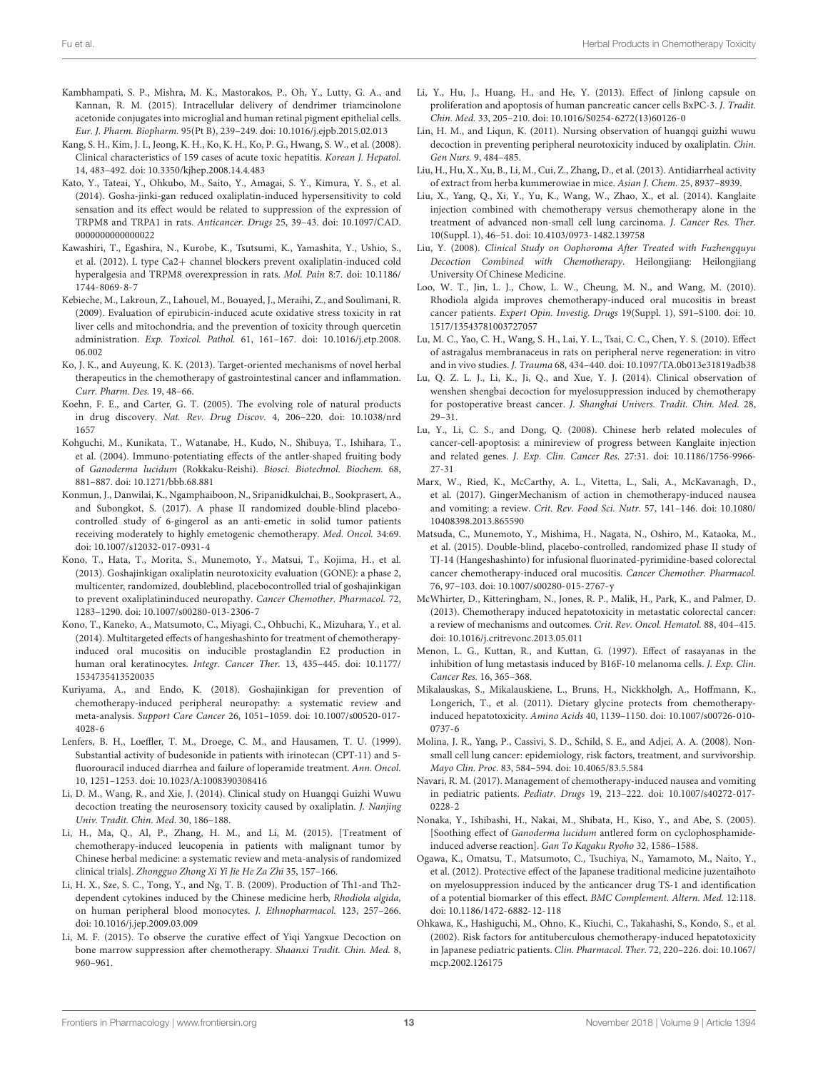Kambhampati, S. P., Mishra, M. K., Mastorakos, P., Oh, Y., Lutty, G. A., and Kannan, R. M. (2015). Intracellular delivery of dendrimer triamcinolone acetonide conjugates into microglial and human retinal pigment epithelial cells. *Eur. J. Pharm. Biopharm.* 95(Pt B), 239–249. doi: 10.1016/j.ejpb.2015.02.013

Kang, S. H., Kim, J. I., Jeong, K. H., Ko, K. H., Ko, P. G., Hwang, S. W., et al. (2008). Clinical characteristics of 159 cases of acute toxic hepatitis. *Korean J. Hepatol.* 14, 483–492. doi: 10.3350/kjhep.2008.14.4.483

Kato, Y., Tateai, Y., Ohkubo, M., Saito, Y., Amagai, S. Y., Kimura, Y. S., et al. (2014). Gosha-jinki-gan reduced oxaliplatin-induced hypersensitivity to cold sensation and its effect would be related to suppression of the expression of TRPM8 and TRPA1 in rats. *Anticancer. Drugs* 25, 39–43. doi: 10.1097/CAD.0000000000000022

Kawashiri, T., Egashira, N., Kurobe, K., Tsutsumi, K., Yamashita, Y., Ushio, S., et al. (2012). L type Ca2+ channel blockers prevent oxaliplatin-induced cold hyperalgesia and TRPM8 overexpression in rats. *Mol. Pain* 8:7. doi: 10.1186/1744-8069-8-7

Kebieche, M., Lakroun, Z., Lahouel, M., Bouayed, J., Meraihi, Z., and Soulimani, R. (2009). Evaluation of epirubicin-induced acute oxidative stress toxicity in rat liver cells and mitochondria, and the prevention of toxicity through quercetin administration. *Exp. Toxicol. Pathol.* 61, 161–167. doi: 10.1016/j.etp.2008.06.002

Ko, J. K., and Auyeung, K. K. (2013). Target-oriented mechanisms of novel herbal therapeutics in the chemotherapy of gastrointestinal cancer and inflammation. *Curr. Pharm. Des.* 19, 48–66.

Koehn, F. E., and Carter, G. T. (2005). The evolving role of natural products in drug discovery. *Nat. Rev. Drug Discov.* 4, 206–220. doi: 10.1038/nrd1657

Kohguchi, M., Kunikata, T., Watanabe, H., Kudo, N., Shibuya, T., Ishihara, T., et al. (2004). Immuno-potentiating effects of the antler-shaped fruiting body of *Ganoderma lucidum* (Rokkaku-Reishi). *Biosci. Biotechnol. Biochem.* 68, 881–887. doi: 10.1271/bbb.68.881

Konmun, J., Danwilai, K., Ngamphaiboon, N., Sripanidkulchai, B., Sookprasert, A., and Subongkot, S. (2017). A phase II randomized double-blind placebo-controlled study of 6-gingerol as an anti-emetic in solid tumor patients receiving moderately to highly emetogenic chemotherapy. *Med. Oncol.* 34:69. doi: 10.1007/s12032-017-0931-4

Kono, T., Hata, T., Morita, S., Munemoto, Y., Matsui, T., Kojima, H., et al. (2013). Goshajinkigan oxaliplatin neurotoxicity evaluation (GONE): a phase 2, multicenter, randomized, doubleblind, placebocontrolled trial of goshajinkigan to prevent oxaliplatininduced neuropathy. *Cancer Chemother. Pharmacol.* 72, 1283–1290. doi: 10.1007/s00280-013-2306-7

Kono, T., Kaneko, A., Matsumoto, C., Miyagi, C., Ohbuchi, K., Mizuhara, Y., et al. (2014). Multitargeted effects of hangeshashinto for treatment of chemotherapy-induced oral mucositis on inducible prostaglandin E2 production in human oral keratinocytes. *Integr. Cancer Ther.* 13, 435–445. doi: 10.1177/1534735413520035

Kuriyama, A., and Endo, K. (2018). Goshajinkigan for prevention of chemotherapy-induced peripheral neuropathy: a systematic review and meta-analysis. *Support Care Cancer* 26, 1051–1059. doi: 10.1007/s00520-017-4028-6

Lenfers, B. H., Loeffler, T. M., Droege, C. M., and Hausamen, T. U. (1999). Substantial activity of budesonide in patients with irinotecan (CPT-11) and 5-fluorouracil induced diarrhea and failure of loperamide treatment. *Ann. Oncol.* 10, 1251–1253. doi: 10.1023/A:1008390308416

Li, D. M., Wang, R., and Xie, J. (2014). Clinical study on Huangqi Guizhi Wuwu Decoction treating the neurosensory toxicity caused by oxaliplatin. *J. Nanjing Univ. Tradit. Chin. Med.* 30, 186–188.

Li, H., Ma, Q., Al, P., Zhang, H. M., and Li, M. (2015). [Treatment of chemotherapy-induced leucopenia in patients with malignant tumor by Chinese herbal medicine: a systematic review and meta-analysis of randomized clinical trials]. *Zhongguo Zhong Xi Yi Jie He Za Zhi* 35, 157–166.

Li, H. X., Sze, S. C., Tong, Y., and Ng, T. B. (2009). Production of Th1-and Th2-dependent cytokines induced by the Chinese medicine herb, *Rhodiola algida*, on human peripheral blood monocytes. *J. Ethnopharmacol.* 123, 257–266. doi: 10.1016/j.jep.2009.03.009

Li, M. F. (2015). To observe the curative effect of Yiqi Yangxue Decoction on bone marrow suppression after chemotherapy. *Shaanxi Tradit. Chin. Med.* 8, 960–961.

Li, Y., Hu, J., Huang, H., and He, Y. (2013). Effect of Jinlong capsule on proliferation and apoptosis of human pancreatic cancer cells BxPC-3. *J. Tradit. Chin. Med.* 33, 205–210. doi: 10.1016/S0254-6272(13)60126-0

Lin, H. M., and Liqun, K. (2011). Nursing observation of huangqi guizhi wuwu decoction in preventing peripheral neurotoxicity induced by oxaliplatin. *Chin. Gen Nurs.* 9, 484–485.

Liu, H., Hu, X., Xu, B., Li, M., Cui, Z., Zhang, D., et al. (2013). Antidiarrheal activity of extract from herba kummerowiae in mice. *Asian J. Chem.* 25, 8937–8939.

Liu, X., Yang, Q., Xi, Y., Yu, K., Wang, W., Zhao, X., et al. (2014). Kanglaite injection combined with chemotherapy versus chemotherapy alone in the treatment of advanced non-small cell lung carcinoma. *J. Cancer Res. Ther.* 10(Suppl. 1), 46–51. doi: 10.4103/0973-1482.139758

Liu, Y. (2008). *Clinical Study on Oophoroma After Treated with Fuzhengquyu Decoction Combined with Chemotherapy*. Heilongjiang: Heilongjiang University Of Chinese Medicine.

Loo, W. T., Jin, L. J., Chow, L. W., Cheung, M. N., and Wang, M. (2010). Rhodiola algida improves chemotherapy-induced oral mucositis in breast cancer patients. *Expert Opin. Investig. Drugs* 19(Suppl. 1), S91–S100. doi: 10.1517/13543781003727057

Lu, M. C., Yao, C. H., Wang, S. H., Lai, Y. L., Tsai, C. C., Chen, Y. S. (2010). Effect of astragalus membranaceus in rats on peripheral nerve regeneration: in vitro and in vivo studies. *J. Trauma* 68, 434–440. doi: 10.1097/TA.0b013e31819adb38

Lu, Q. Z. L. J., Li, K., Ji, Q., and Xue, Y. J. (2014). Clinical observation of wenshen shengbai decoction for myelosuppression induced by chemotherapy for postoperative breast cancer. *J. Shanghai Univers. Tradit. Chin. Med.* 28, 29–31.

Lu, Y., Li, C. S., and Dong, Q. (2008). Chinese herb related molecules of cancer-cell-apoptosis: a minireview of progress between Kanglaite injection and related genes. *J. Exp. Clin. Cancer Res.* 27:31. doi: 10.1186/1756-9966-27-31

Marx, W., Ried, K., McCarthy, A. L., Vitetta, L., Sali, A., McKavanagh, D., et al. (2017). GingerMechanism of action in chemotherapy-induced nausea and vomiting: a review. *Crit. Rev. Food Sci. Nutr.* 57, 141–146. doi: 10.1080/10408398.2013.865590

Matsuda, C., Munemoto, Y., Mishima, H., Nagata, N., Oshiro, M., Kataoka, M., et al. (2015). Double-blind, placebo-controlled, randomized phase II study of TJ-14 (Hangeshashinto) for infusional fluorinated-pyrimidine-based colorectal cancer chemotherapy-induced oral mucositis. *Cancer Chemother. Pharmacol.* 76, 97–103. doi: 10.1007/s00280-015-2767-y

McWhirter, D., Kitteringham, N., Jones, R. P., Malik, H., Park, K., and Palmer, D. (2013). Chemotherapy induced hepatotoxicity in metastatic colorectal cancer: a review of mechanisms and outcomes. *Crit. Rev. Oncol. Hematol.* 88, 404–415. doi: 10.1016/j.critrevonc.2013.05.011

Menon, L. G., Kuttan, R., and Kuttan, G. (1997). Effect of rasayanas in the inhibition of lung metastasis induced by B16F-10 melanoma cells. *J. Exp. Clin. Cancer Res.* 16, 365–368.

Mikalauskas, S., Mikalauskiene, L., Bruns, H., Nickkholgh, A., Hoffmann, K., Longerich, T., et al. (2011). Dietary glycine protects from chemotherapy-induced hepatotoxicity. *Amino Acids* 40, 1139–1150. doi: 10.1007/s00726-010-0737-6

Molina, J. R., Yang, P., Cassivi, S. D., Schild, S. E., and Adjei, A. A. (2008). Non-small cell lung cancer: epidemiology, risk factors, treatment, and survivorship. *Mayo Clin. Proc.* 83, 584–594. doi: 10.4065/83.5.584

Navari, R. M. (2017). Management of chemotherapy-induced nausea and vomiting in pediatric patients. *Pediatr. Drugs* 19, 213–222. doi: 10.1007/s40272-017-0228-2

Nonaka, Y., Ishibashi, H., Nakai, M., Shibata, H., Kiso, Y., and Abe, S. (2005). [Soothing effect of *Ganoderma lucidum* antlered form on cyclophosphamide-induced adverse reaction]. *Gan To Kagaku Ryoho* 32, 1586–1588.

Ogawa, K., Omatsu, T., Matsumoto, C., Tsuchiya, N., Yamamoto, M., Naito, Y., et al. (2012). Protective effect of the Japanese traditional medicine juzentaihoto on myelosuppression induced by the anticancer drug TS-1 and identification of a potential biomarker of this effect. *BMC Complement. Altern. Med.* 12:118. doi: 10.1186/1472-6882-12-118

Ohkawa, K., Hashiguchi, M., Ohno, K., Kiuchi, C., Takahashi, S., Kondo, S., et al. (2002). Risk factors for antituberculous chemotherapy-induced hepatotoxicity in Japanese pediatric patients. *Clin. Pharmacol. Ther.* 72, 220–226. doi: 10.1067/mcp.2002.126175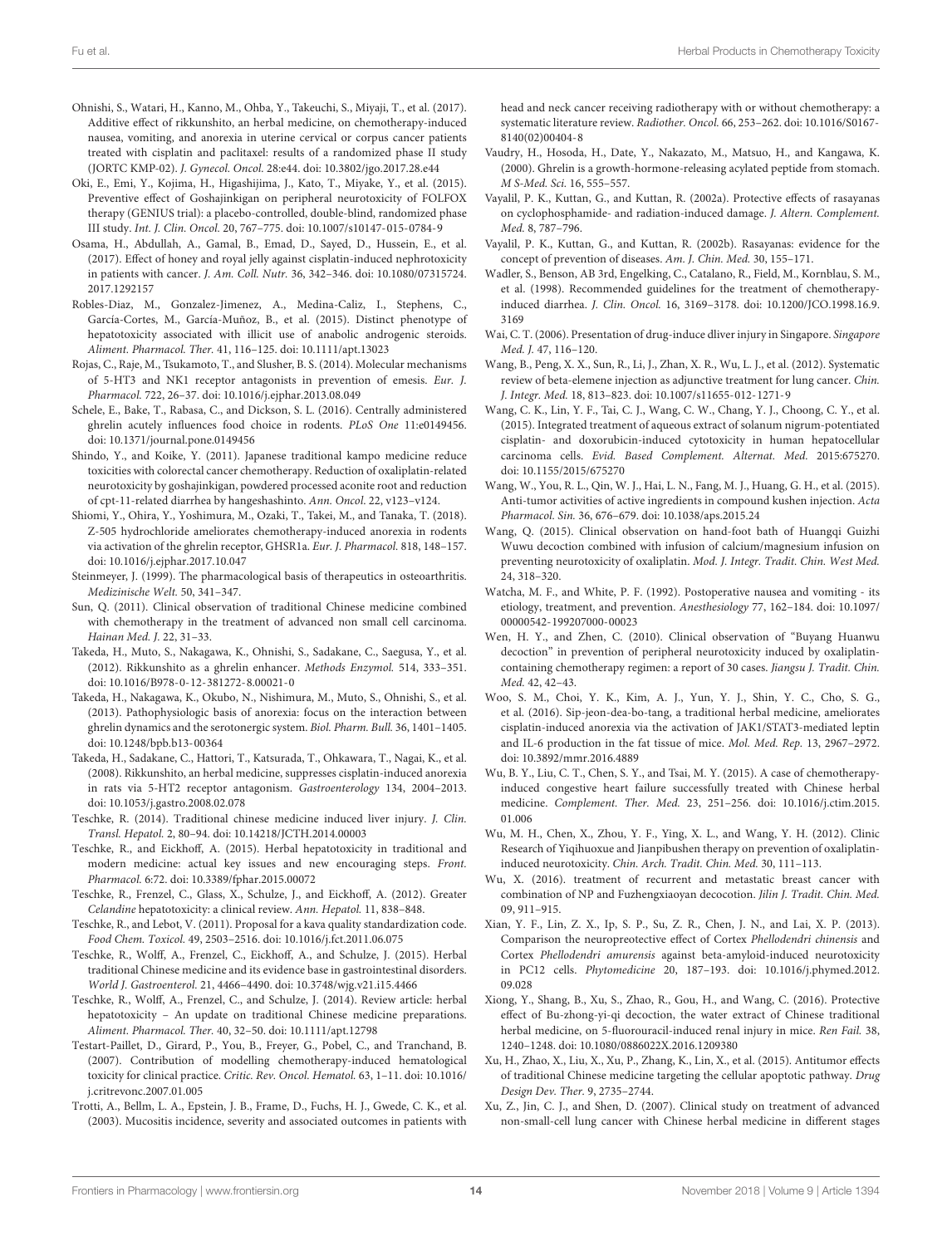Ohnishi, S., Watari, H., Kanno, M., Ohba, Y., Takeuchi, S., Miyaji, T., et al. (2017). Additive effect of rikkunshito, an herbal medicine, on chemotherapy-induced nausea, vomiting, and anorexia in uterine cervical or corpus cancer patients treated with cisplatin and paclitaxel: results of a randomized phase II study (JORTC KMP-02). *J. Gynecol. Oncol.* 28:e44. doi: 10.3802/jgo.2017.28.e44

Oki, E., Emi, Y., Kojima, H., Higashijima, J., Kato, T., Miyake, Y., et al. (2015). Preventive effect of Goshajinkigan on peripheral neurotoxicity of FOLFOX therapy (GENIUS trial): a placebo-controlled, double-blind, randomized phase III study. *Int. J. Clin. Oncol.* 20, 767–775. doi: 10.1007/s10147-015-0784-9

Osama, H., Abdullah, A., Gamal, B., Emad, D., Sayed, D., Hussein, E., et al. (2017). Effect of honey and royal jelly against cisplatin-induced nephrotoxicity in patients with cancer. *J. Am. Coll. Nutr.* 36, 342–346. doi: 10.1080/07315724.2017.1292157

Robles-Diaz, M., Gonzalez-Jimenez, A., Medina-Caliz, I., Stephens, C., García-Cortes, M., García-Muñoz, B., et al. (2015). Distinct phenotype of hepatotoxicity associated with illicit use of anabolic androgenic steroids. *Aliment. Pharmacol. Ther.* 41, 116–125. doi: 10.1111/apt.13023

Rojas, C., Raje, M., Tsukamoto, T., and Slusher, B. S. (2014). Molecular mechanisms of 5-HT3 and NK1 receptor antagonists in prevention of emesis. *Eur. J. Pharmacol.* 722, 26–37. doi: 10.1016/j.ejphar.2013.08.049

Schele, E., Bake, T., Rabasa, C., and Dickson, S. L. (2016). Centrally administered ghrelin acutely influences food choice in rodents. *PLoS One* 11:e0149456. doi: 10.1371/journal.pone.0149456

Shindo, Y., and Koike, Y. (2011). Japanese traditional kampo medicine reduce toxicities with colorectal cancer chemotherapy. Reduction of oxaliplatin-related neurotoxicity by goshajinkigan, powdered processed aconite root and reduction of cpt-11-related diarrhea by hangeshashinto. *Ann. Oncol.* 22, v123–v124.

Shiomi, Y., Ohira, Y., Yoshimura, M., Ozaki, T., Takei, M., and Tanaka, T. (2018). Z-505 hydrochloride ameliorates chemotherapy-induced anorexia in rodents via activation of the ghrelin receptor, GHSR1a. *Eur. J. Pharmacol.* 818, 148–157. doi: 10.1016/j.ejphar.2017.10.047

Steinmeyer, J. (1999). The pharmacological basis of therapeutics in osteoarthritis. *Medizinische Welt.* 50, 341–347.

Sun, Q. (2011). Clinical observation of traditional Chinese medicine combined with chemotherapy in the treatment of advanced non small cell carcinoma. *Hainan Med. J.* 22, 31–33.

Takeda, H., Muto, S., Nakagawa, K., Ohnishi, S., Sadakane, C., Saegusa, Y., et al. (2012). Rikkunshito as a ghrelin enhancer. *Methods Enzymol.* 514, 333–351. doi: 10.1016/B978-0-12-381272-8.00021-0

Takeda, H., Nakagawa, K., Okubo, N., Nishimura, M., Muto, S., Ohnishi, S., et al. (2013). Pathophysiologic basis of anorexia: focus on the interaction between ghrelin dynamics and the serotonergic system. *Biol. Pharm. Bull.* 36, 1401–1405. doi: 10.1248/bpb.b13-00364

Takeda, H., Sadakane, C., Hattori, T., Katsurada, T., Ohkawara, T., Nagai, K., et al. (2008). Rikkunshito, an herbal medicine, suppresses cisplatin-induced anorexia in rats via 5-HT2 receptor antagonism. *Gastroenterology* 134, 2004–2013. doi: 10.1053/j.gastro.2008.02.078

Teschke, R. (2014). Traditional chinese medicine induced liver injury. *J. Clin. Transl. Hepatol.* 2, 80–94. doi: 10.14218/JCTH.2014.00003

Teschke, R., and Eickhoff, A. (2015). Herbal hepatotoxicity in traditional and modern medicine: actual key issues and new encouraging steps. *Front. Pharmacol.* 6:72. doi: 10.3389/fphar.2015.00072

Teschke, R., Frenzel, C., Glass, X., Schulze, J., and Eickhoff, A. (2012). Greater *Celandine* hepatotoxicity: a clinical review. *Ann. Hepatol.* 11, 838–848.

Teschke, R., and Lebot, V. (2011). Proposal for a kava quality standardization code. *Food Chem. Toxicol.* 49, 2503–2516. doi: 10.1016/j.fct.2011.06.075

Teschke, R., Wolff, A., Frenzel, C., Eickhoff, A., and Schulze, J. (2015). Herbal traditional Chinese medicine and its evidence base in gastrointestinal disorders. *World J. Gastroenterol.* 21, 4466–4490. doi: 10.3748/wjg.v21.i15.4466

Teschke, R., Wolff, A., Frenzel, C., and Schulze, J. (2014). Review article: herbal hepatotoxicity – An update on traditional Chinese medicine preparations. *Aliment. Pharmacol. Ther.* 40, 32–50. doi: 10.1111/apt.12798

Testart-Paillet, D., Girard, P., You, B., Freyer, G., Pobel, C., and Tranchand, B. (2007). Contribution of modelling chemotherapy-induced hematological toxicity for clinical practice. *Critic. Rev. Oncol. Hematol.* 63, 1–11. doi: 10.1016/j.critrevonc.2007.01.005

Trotti, A., Bellm, L. A., Epstein, J. B., Frame, D., Fuchs, H. J., Gwede, C. K., et al. (2003). Mucositis incidence, severity and associated outcomes in patients with head and neck cancer receiving radiotherapy with or without chemotherapy: a systematic literature review. *Radiother. Oncol.* 66, 253–262. doi: 10.1016/S0167-8140(02)00404-8

Vaudry, H., Hosoda, H., Date, Y., Nakazato, M., Matsuo, H., and Kangawa, K. (2000). Ghrelin is a growth-hormone-releasing acylated peptide from stomach. *M S-Med. Sci.* 16, 555–557.

Vayalil, P. K., Kuttan, G., and Kuttan, R. (2002a). Protective effects of rasayanas on cyclophosphamide- and radiation-induced damage. *J. Altern. Complement. Med.* 8, 787–796.

Vayalil, P. K., Kuttan, G., and Kuttan, R. (2002b). Rasayanas: evidence for the concept of prevention of diseases. *Am. J. Chin. Med.* 30, 155–171.

Wadler, S., Benson, AB 3rd, Engelking, C., Catalano, R., Field, M., Kornblau, S. M., et al. (1998). Recommended guidelines for the treatment of chemotherapy-induced diarrhea. *J. Clin. Oncol.* 16, 3169–3178. doi: 10.1200/JCO.1998.16.9.3169

Wai, C. T. (2006). Presentation of drug-induce dliver injury in Singapore. *Singapore Med. J.* 47, 116–120.

Wang, B., Peng, X. X., Sun, R., Li, J., Zhan, X. R., Wu, L. J., et al. (2012). Systematic review of beta-elemene injection as adjunctive treatment for lung cancer. *Chin. J. Integr. Med.* 18, 813–823. doi: 10.1007/s11655-012-1271-9

Wang, C. K., Lin, Y. F., Tai, C. J., Wang, C. W., Chang, Y. J., Choong, C. Y., et al. (2015). Integrated treatment of aqueous extract of solanum nigrum-potentiated cisplatin- and doxorubicin-induced cytotoxicity in human hepatocellular carcinoma cells. *Evid. Based Complement. Alternat. Med.* 2015:675270. doi: 10.1155/2015/675270

Wang, W., You, R. L., Qin, W. J., Hai, L. N., Fang, M. J., Huang, G. H., et al. (2015). Anti-tumor activities of active ingredients in compound kushen injection. *Acta Pharmacol. Sin.* 36, 676–679. doi: 10.1038/aps.2015.24

Wang, Q. (2015). Clinical observation on hand-foot bath of Huangqi Guizhi Wuwu decoction combined with infusion of calcium/magnesium infusion on preventing neurotoxicity of oxaliplatin. *Mod. J. Integr. Tradit. Chin. West Med.* 24, 318–320.

Watcha, M. F., and White, P. F. (1992). Postoperative nausea and vomiting - its etiology, treatment, and prevention. *Anesthesiology* 77, 162–184. doi: 10.1097/00000542-199207000-00023

Wen, H. Y., and Zhen, C. (2010). Clinical observation of "Buyang Huanwu decoction" in prevention of peripheral neurotoxicity induced by oxaliplatin-containing chemotherapy regimen: a report of 30 cases. *Jiangsu J. Tradit. Chin. Med.* 42, 42–43.

Woo, S. M., Choi, Y. K., Kim, A. J., Yun, Y. J., Shin, Y. C., Cho, S. G., et al. (2016). Sip-jeon-dea-bo-tang, a traditional herbal medicine, ameliorates cisplatin-induced anorexia via the activation of JAK1/STAT3-mediated leptin and IL-6 production in the fat tissue of mice. *Mol. Med. Rep.* 13, 2967–2972. doi: 10.3892/mmr.2016.4889

Wu, B. Y., Liu, C. T., Chen, S. Y., and Tsai, M. Y. (2015). A case of chemotherapy-induced congestive heart failure successfully treated with Chinese herbal medicine. *Complement. Ther. Med.* 23, 251–256. doi: 10.1016/j.ctim.2015.01.006

Wu, M. H., Chen, X., Zhou, Y. F., Ying, X. L., and Wang, Y. H. (2012). Clinic Research of Yiqihuoxue and Jianpibushen therapy on prevention of oxaliplatin-induced neurotoxicity. *Chin. Arch. Tradit. Chin. Med.* 30, 111–113.

Wu, X. (2016). treatment of recurrent and metastatic breast cancer with combination of NP and Fuzhengxiaoyan decocation. *Jilin J. Tradit. Chin. Med.* 09, 911–915.

Xian, Y. F., Lin, Z. X., Ip, S. P., Su, Z. R., Chen, J. N., and Lai, X. P. (2013). Comparison the neuropreotective effect of Cortex *Phellodendri chinensis* and Cortex *Phellodendri amurensis* against beta-amyloid-induced neurotoxicity in PC12 cells. *Phytomedicine* 20, 187–193. doi: 10.1016/j.phymed.2012.09.028

Xiong, Y., Shang, B., Xu, S., Zhao, R., Gou, H., and Wang, C. (2016). Protective effect of Bu-zhong-yi-qi decoction, the water extract of Chinese traditional herbal medicine, on 5-fluorouracil-induced renal injury in mice. *Ren Fail.* 38, 1240–1248. doi: 10.1080/0886022X.2016.1209380

Xu, H., Zhao, X., Liu, X., Xu, P., Zhang, K., Lin, X., et al. (2015). Antitumor effects of traditional Chinese medicine targeting the cellular apoptotic pathway. *Drug Design Dev. Ther.* 9, 2735–2744.

Xu, Z., Jin, C. J., and Shen, D. (2007). Clinical study on treatment of advanced non-small-cell lung cancer with Chinese herbal medicine in different stages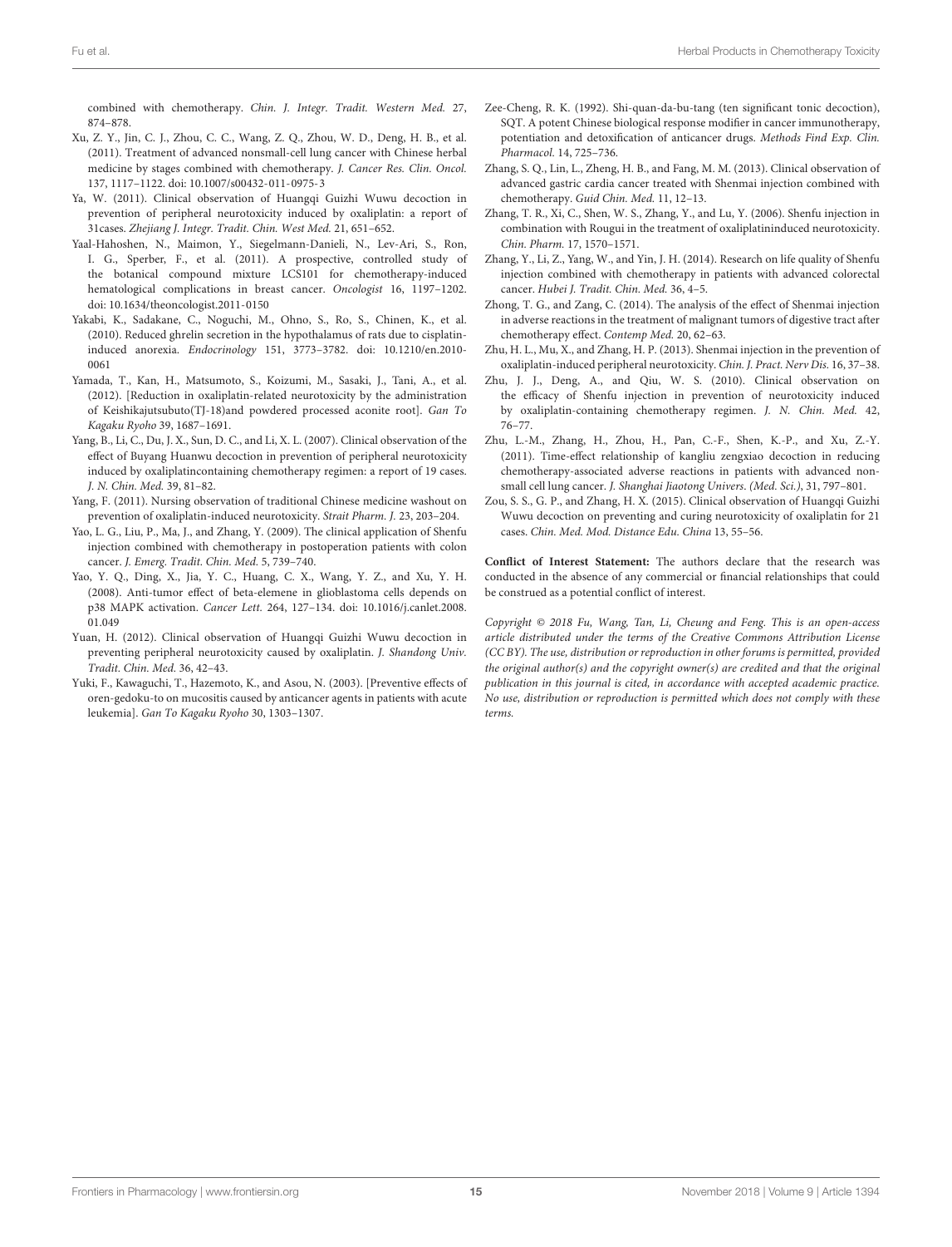combined with chemotherapy. *Chin. J. Integr. Tradit. Western Med.* 27, 874–878.

Xu, Z. Y., Jin, C. J., Zhou, C. C., Wang, Z. Q., Zhou, W. D., Deng, H. B., et al. (2011). Treatment of advanced nonsmall-cell lung cancer with Chinese herbal medicine by stages combined with chemotherapy. *J. Cancer Res. Clin. Oncol.* 137, 1117–1122. doi: 10.1007/s00432-011-0975-3

Ya, W. (2011). Clinical observation of Huangqi Guizhi Wuwu decoction in prevention of peripheral neurotoxicity induced by oxaliplatin: a report of 31cases. *Zhejiang J. Integr. Tradit. Chin. West Med.* 21, 651–652.

Yaal-Hahoshen, N., Maimon, Y., Siegelmann-Danieli, N., Lev-Ari, S., Ron, I. G., Sperber, F., et al. (2011). A prospective, controlled study of the botanical compound mixture LCS101 for chemotherapy-induced hematological complications in breast cancer. *Oncologist* 16, 1197–1202. doi: 10.1634/theoncologist.2011-0150

Yakabi, K., Sadakane, C., Noguchi, M., Ohno, S., Ro, S., Chinen, K., et al. (2010). Reduced ghrelin secretion in the hypothalamus of rats due to cisplatin-induced anorexia. *Endocrinology* 151, 3773–3782. doi: 10.1210/en.2010-0061

Yamada, T., Kan, H., Matsumoto, S., Koizumi, M., Sasaki, J., Tani, A., et al. (2012). [Reduction in oxaliplatin-related neurotoxicity by the administration of Keishikajutsubuto(TJ-18)and powdered processed aconite root]. *Gan To Kagaku Ryoho* 39, 1687–1691.

Yang, B., Li, C., Du, J. X., Sun, D. C., and Li, X. L. (2007). Clinical observation of the effect of Buyang Huanwu decoction in prevention of peripheral neurotoxicity induced by oxaliplatincontaining chemotherapy regimen: a report of 19 cases. *J. N. Chin. Med.* 39, 81–82.

Yang, F. (2011). Nursing observation of traditional Chinese medicine washout on prevention of oxaliplatin-induced neurotoxicity. *Strait Pharm. J.* 23, 203–204.

Yao, L. G., Liu, P., Ma, J., and Zhang, Y. (2009). The clinical application of Shenfu injection combined with chemotherapy in postoperation patients with colon cancer. *J. Emerg. Tradit. Chin. Med.* 5, 739–740.

Yao, Y. Q., Ding, X., Jia, Y. C., Huang, C. X., Wang, Y. Z., and Xu, Y. H. (2008). Anti-tumor effect of beta-elemene in glioblastoma cells depends on p38 MAPK activation. *Cancer Lett.* 264, 127–134. doi: 10.1016/j.canlet.2008.01.049

Yuan, H. (2012). Clinical observation of Huangqi Guizhi Wuwu decoction in preventing peripheral neurotoxicity caused by oxaliplatin. *J. Shandong Univ. Tradit. Chin. Med.* 36, 42–43.

Yuki, F., Kawaguchi, T., Hazemoto, K., and Asou, N. (2003). [Preventive effects of oren-gedoku-to on mucositis caused by anticancer agents in patients with acute leukemia]. *Gan To Kagaku Ryoho* 30, 1303–1307.

Zee-Cheng, R. K. (1992). Shi-quan-da-bu-tang (ten significant tonic decoction), SQT. A potent Chinese biological response modifier in cancer immunotherapy, potentiation and detoxification of anticancer drugs. *Methods Find Exp. Clin. Pharmacol.* 14, 725–736.

Zhang, S. Q., Lin, L., Zheng, H. B., and Fang, M. M. (2013). Clinical observation of advanced gastric cardia cancer treated with Shenmai injection combined with chemotherapy. *Guid Chin. Med.* 11, 12–13.

Zhang, T. R., Xi, C., Shen, W. S., Zhang, Y., and Lu, Y. (2006). Shenfu injection in combination with Rougui in the treatment of oxaliplatininduced neurotoxicity. *Chin. Pharm.* 17, 1570–1571.

Zhang, Y., Li, Z., Yang, W., and Yin, J. H. (2014). Research on life quality of Shenfu injection combined with chemotherapy in patients with advanced colorectal cancer. *Hubei J. Tradit. Chin. Med.* 36, 4–5.

Zhong, T. G., and Zang, C. (2014). The analysis of the effect of Shenmai injection in adverse reactions in the treatment of malignant tumors of digestive tract after chemotherapy effect. *Contemp Med.* 20, 62–63.

Zhu, H. L., Mu, X., and Zhang, H. P. (2013). Shenmai injection in the prevention of oxaliplatin-induced peripheral neurotoxicity. *Chin. J. Pract. Nerv Dis.* 16, 37–38.

Zhu, J. J., Deng, A., and Qiu, W. S. (2010). Clinical observation on the efficacy of Shenfu injection in prevention of neurotoxicity induced by oxaliplatin-containing chemotherapy regimen. *J. N. Chin. Med.* 42, 76–77.

Zhu, L.-M., Zhang, H., Zhou, H., Pan, C.-F., Shen, K.-P., and Xu, Z.-Y. (2011). Time-effect relationship of kangliu zengxiao decoction in reducing chemotherapy-associated adverse reactions in patients with advanced non-small cell lung cancer. *J. Shanghai Jiaotong Univers. (Med. Sci.)*, 31, 797–801.

Zou, S. S., G. P., and Zhang, H. X. (2015). Clinical observation of Huangqi Guizhi Wuwu decoction on preventing and curing neurotoxicity of oxaliplatin for 21 cases. *Chin. Med. Mod. Distance Edu. China* 13, 55–56.

**Conflict of Interest Statement:** The authors declare that the research was conducted in the absence of any commercial or financial relationships that could be construed as a potential conflict of interest.

*Copyright © 2018 Fu, Wang, Tan, Li, Cheung and Feng. This is an open-access article distributed under the terms of the Creative Commons Attribution License (CC BY). The use, distribution or reproduction in other forums is permitted, provided the original author(s) and the copyright owner(s) are credited and that the original publication in this journal is cited, in accordance with accepted academic practice. No use, distribution or reproduction is permitted which does not comply with these terms.*